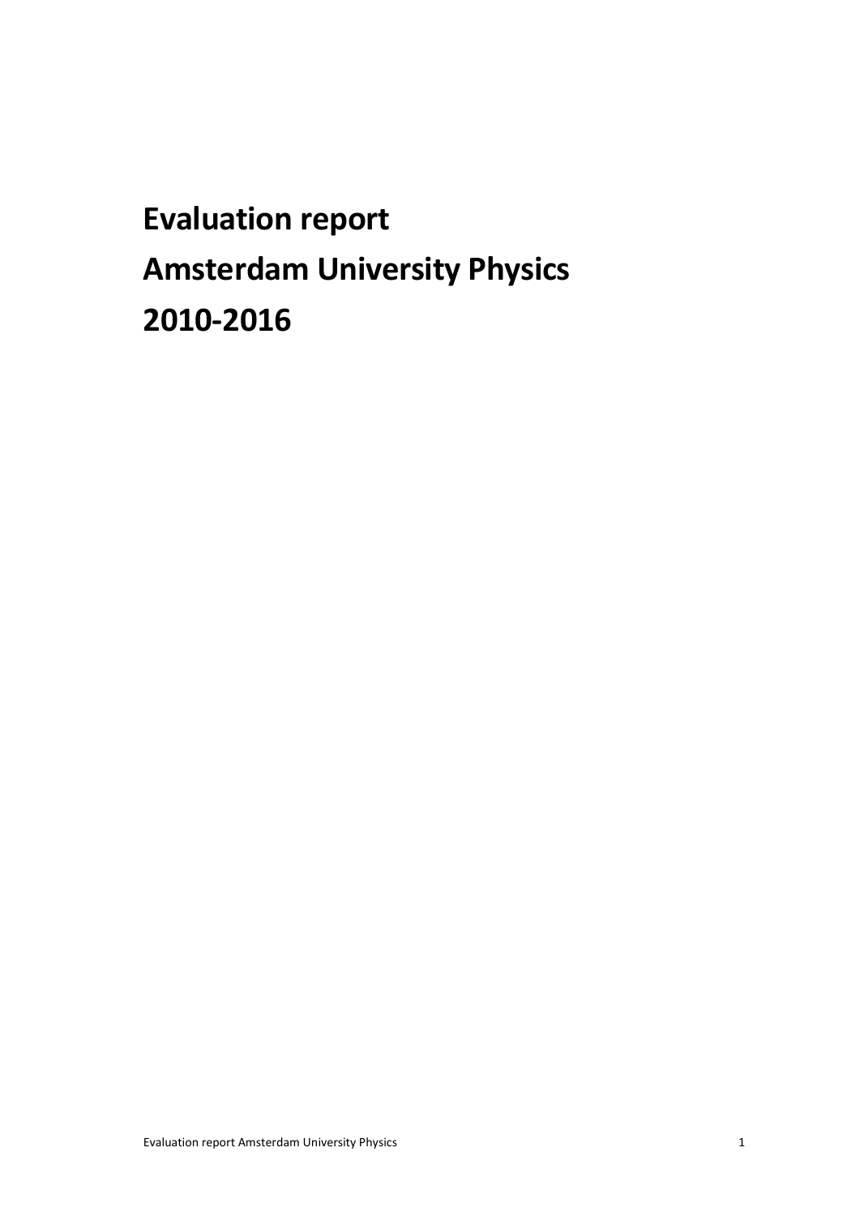# Evaluation report
# Amsterdam University Physics
# 2010-2016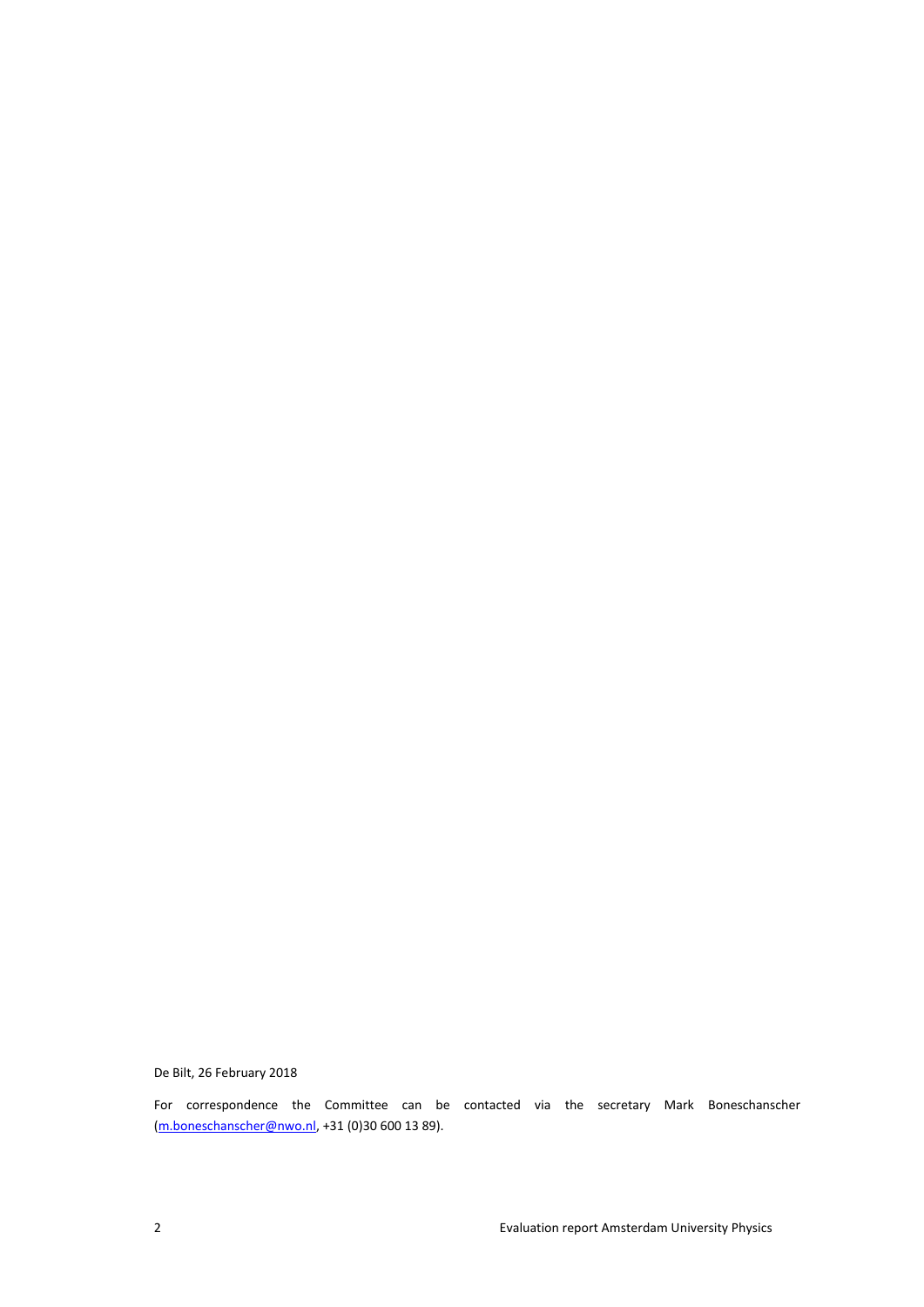De Bilt, 26 February 2018

For correspondence the Committee can be contacted via the secretary Mark Boneschanscher (m.boneschanscher@nwo.nl, +31 (0)30 600 13 89).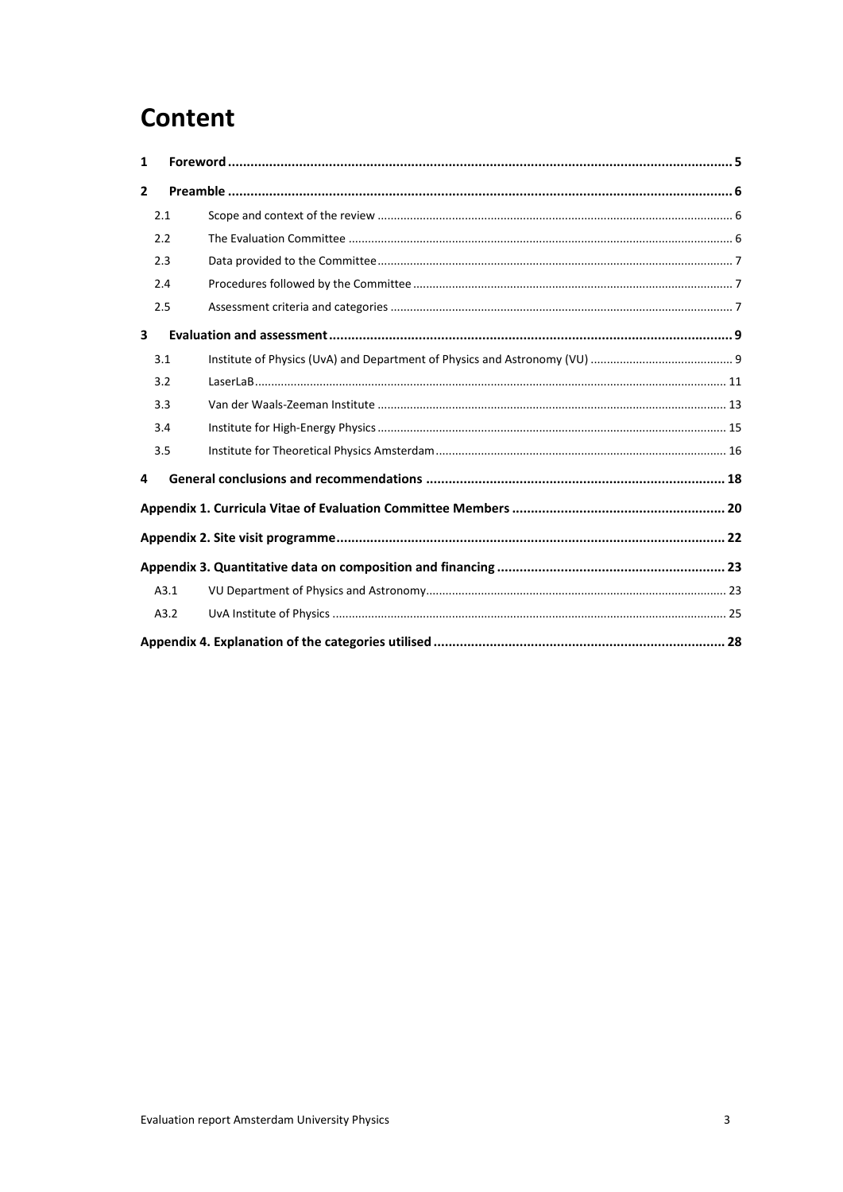# Content

| | | |
|---|---|---|
| **1** | **Foreword** | **5** |
| **2** | **Preamble** | **6** |
| 2.1 | Scope and context of the review | 6 |
| 2.2 | The Evaluation Committee | 6 |
| 2.3 | Data provided to the Committee | 7 |
| 2.4 | Procedures followed by the Committee | 7 |
| 2.5 | Assessment criteria and categories | 7 |
| **3** | **Evaluation and assessment** | **9** |
| 3.1 | Institute of Physics (UvA) and Department of Physics and Astronomy (VU) | 9 |
| 3.2 | LaserLaB | 11 |
| 3.3 | Van der Waals-Zeeman Institute | 13 |
| 3.4 | Institute for High-Energy Physics | 15 |
| 3.5 | Institute for Theoretical Physics Amsterdam | 16 |
| **4** | **General conclusions and recommendations** | **18** |
| | **Appendix 1. Curricula Vitae of Evaluation Committee Members** | **20** |
| | **Appendix 2. Site visit programme** | **22** |
| | **Appendix 3. Quantitative data on composition and financing** | **23** |
| A3.1 | VU Department of Physics and Astronomy | 23 |
| A3.2 | UvA Institute of Physics | 25 |
| | **Appendix 4. Explanation of the categories utilised** | **28** |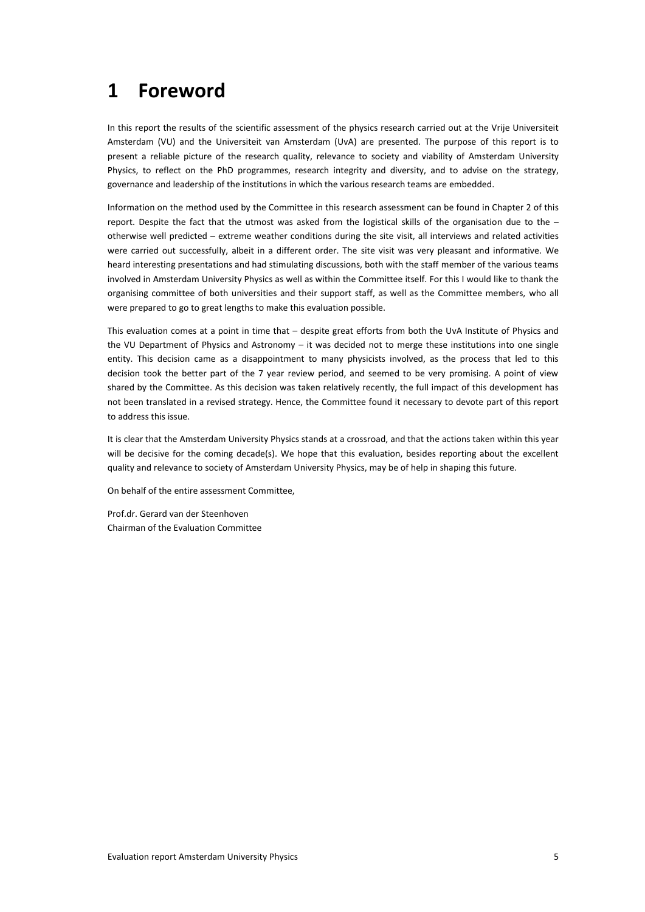# 1 Foreword

In this report the results of the scientific assessment of the physics research carried out at the Vrije Universiteit Amsterdam (VU) and the Universiteit van Amsterdam (UvA) are presented. The purpose of this report is to present a reliable picture of the research quality, relevance to society and viability of Amsterdam University Physics, to reflect on the PhD programmes, research integrity and diversity, and to advise on the strategy, governance and leadership of the institutions in which the various research teams are embedded.

Information on the method used by the Committee in this research assessment can be found in Chapter 2 of this report. Despite the fact that the utmost was asked from the logistical skills of the organisation due to the – otherwise well predicted – extreme weather conditions during the site visit, all interviews and related activities were carried out successfully, albeit in a different order. The site visit was very pleasant and informative. We heard interesting presentations and had stimulating discussions, both with the staff member of the various teams involved in Amsterdam University Physics as well as within the Committee itself. For this I would like to thank the organising committee of both universities and their support staff, as well as the Committee members, who all were prepared to go to great lengths to make this evaluation possible.

This evaluation comes at a point in time that – despite great efforts from both the UvA Institute of Physics and the VU Department of Physics and Astronomy – it was decided not to merge these institutions into one single entity. This decision came as a disappointment to many physicists involved, as the process that led to this decision took the better part of the 7 year review period, and seemed to be very promising. A point of view shared by the Committee. As this decision was taken relatively recently, the full impact of this development has not been translated in a revised strategy. Hence, the Committee found it necessary to devote part of this report to address this issue.

It is clear that the Amsterdam University Physics stands at a crossroad, and that the actions taken within this year will be decisive for the coming decade(s). We hope that this evaluation, besides reporting about the excellent quality and relevance to society of Amsterdam University Physics, may be of help in shaping this future.

On behalf of the entire assessment Committee,

Prof.dr. Gerard van der Steenhoven
Chairman of the Evaluation Committee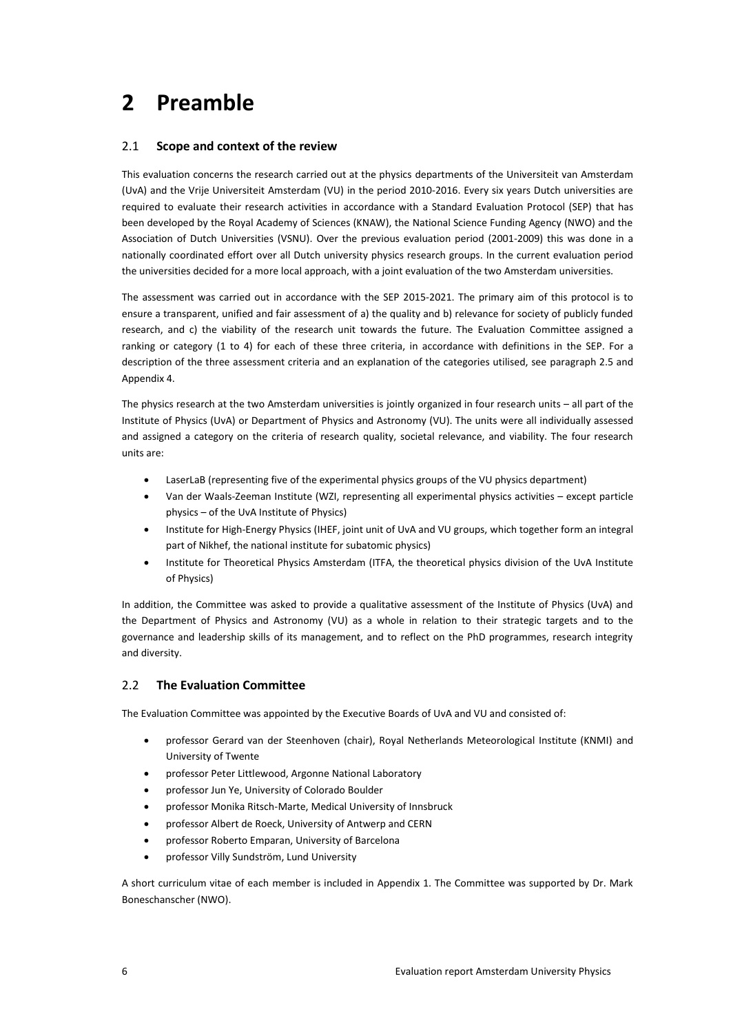# 2 Preamble

## 2.1 Scope and context of the review

This evaluation concerns the research carried out at the physics departments of the Universiteit van Amsterdam (UvA) and the Vrije Universiteit Amsterdam (VU) in the period 2010-2016. Every six years Dutch universities are required to evaluate their research activities in accordance with a Standard Evaluation Protocol (SEP) that has been developed by the Royal Academy of Sciences (KNAW), the National Science Funding Agency (NWO) and the Association of Dutch Universities (VSNU). Over the previous evaluation period (2001-2009) this was done in a nationally coordinated effort over all Dutch university physics research groups. In the current evaluation period the universities decided for a more local approach, with a joint evaluation of the two Amsterdam universities.

The assessment was carried out in accordance with the SEP 2015-2021. The primary aim of this protocol is to ensure a transparent, unified and fair assessment of a) the quality and b) relevance for society of publicly funded research, and c) the viability of the research unit towards the future. The Evaluation Committee assigned a ranking or category (1 to 4) for each of these three criteria, in accordance with definitions in the SEP. For a description of the three assessment criteria and an explanation of the categories utilised, see paragraph 2.5 and Appendix 4.

The physics research at the two Amsterdam universities is jointly organized in four research units – all part of the Institute of Physics (UvA) or Department of Physics and Astronomy (VU). The units were all individually assessed and assigned a category on the criteria of research quality, societal relevance, and viability. The four research units are:

- LaserLaB (representing five of the experimental physics groups of the VU physics department)
- Van der Waals-Zeeman Institute (WZI, representing all experimental physics activities – except particle physics – of the UvA Institute of Physics)
- Institute for High-Energy Physics (IHEF, joint unit of UvA and VU groups, which together form an integral part of Nikhef, the national institute for subatomic physics)
- Institute for Theoretical Physics Amsterdam (ITFA, the theoretical physics division of the UvA Institute of Physics)

In addition, the Committee was asked to provide a qualitative assessment of the Institute of Physics (UvA) and the Department of Physics and Astronomy (VU) as a whole in relation to their strategic targets and to the governance and leadership skills of its management, and to reflect on the PhD programmes, research integrity and diversity.

## 2.2 The Evaluation Committee

The Evaluation Committee was appointed by the Executive Boards of UvA and VU and consisted of:

- professor Gerard van der Steenhoven (chair), Royal Netherlands Meteorological Institute (KNMI) and University of Twente
- professor Peter Littlewood, Argonne National Laboratory
- professor Jun Ye, University of Colorado Boulder
- professor Monika Ritsch-Marte, Medical University of Innsbruck
- professor Albert de Roeck, University of Antwerp and CERN
- professor Roberto Emparan, University of Barcelona
- professor Villy Sundström, Lund University

A short curriculum vitae of each member is included in Appendix 1. The Committee was supported by Dr. Mark Boneschanscher (NWO).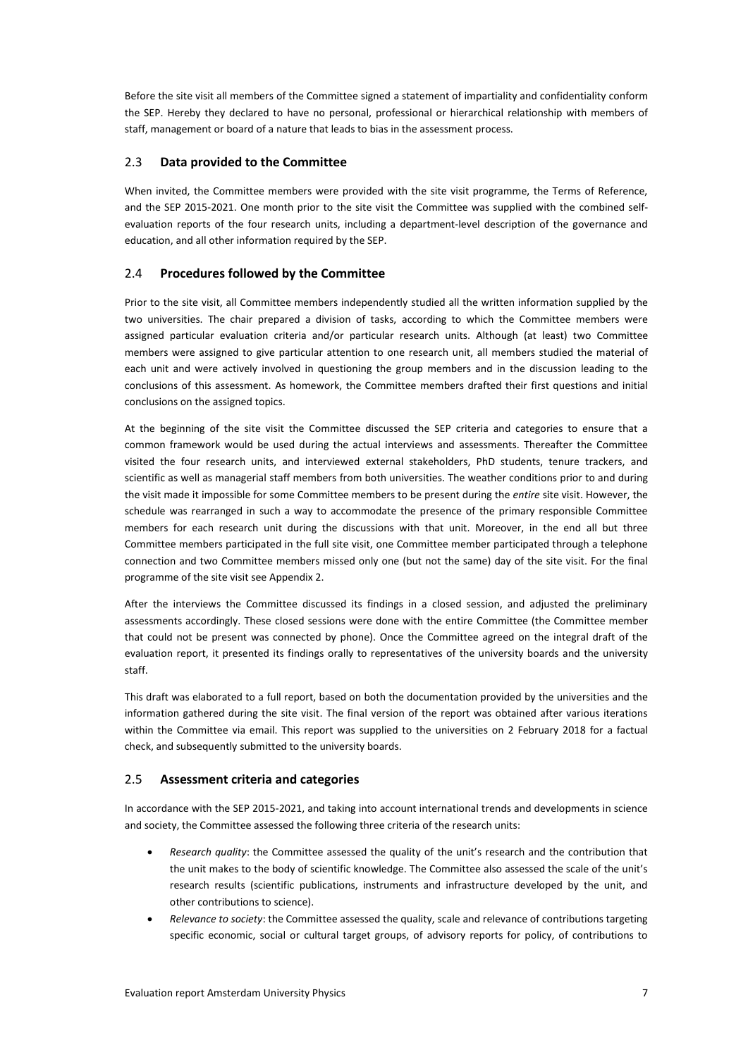Before the site visit all members of the Committee signed a statement of impartiality and confidentiality conform the SEP. Hereby they declared to have no personal, professional or hierarchical relationship with members of staff, management or board of a nature that leads to bias in the assessment process.

## 2.3 Data provided to the Committee

When invited, the Committee members were provided with the site visit programme, the Terms of Reference, and the SEP 2015-2021. One month prior to the site visit the Committee was supplied with the combined self-evaluation reports of the four research units, including a department-level description of the governance and education, and all other information required by the SEP.

## 2.4 Procedures followed by the Committee

Prior to the site visit, all Committee members independently studied all the written information supplied by the two universities. The chair prepared a division of tasks, according to which the Committee members were assigned particular evaluation criteria and/or particular research units. Although (at least) two Committee members were assigned to give particular attention to one research unit, all members studied the material of each unit and were actively involved in questioning the group members and in the discussion leading to the conclusions of this assessment. As homework, the Committee members drafted their first questions and initial conclusions on the assigned topics.

At the beginning of the site visit the Committee discussed the SEP criteria and categories to ensure that a common framework would be used during the actual interviews and assessments. Thereafter the Committee visited the four research units, and interviewed external stakeholders, PhD students, tenure trackers, and scientific as well as managerial staff members from both universities. The weather conditions prior to and during the visit made it impossible for some Committee members to be present during the *entire* site visit. However, the schedule was rearranged in such a way to accommodate the presence of the primary responsible Committee members for each research unit during the discussions with that unit. Moreover, in the end all but three Committee members participated in the full site visit, one Committee member participated through a telephone connection and two Committee members missed only one (but not the same) day of the site visit. For the final programme of the site visit see Appendix 2.

After the interviews the Committee discussed its findings in a closed session, and adjusted the preliminary assessments accordingly. These closed sessions were done with the entire Committee (the Committee member that could not be present was connected by phone). Once the Committee agreed on the integral draft of the evaluation report, it presented its findings orally to representatives of the university boards and the university staff.

This draft was elaborated to a full report, based on both the documentation provided by the universities and the information gathered during the site visit. The final version of the report was obtained after various iterations within the Committee via email. This report was supplied to the universities on 2 February 2018 for a factual check, and subsequently submitted to the university boards.

## 2.5 Assessment criteria and categories

In accordance with the SEP 2015-2021, and taking into account international trends and developments in science and society, the Committee assessed the following three criteria of the research units:

- *Research quality*: the Committee assessed the quality of the unit's research and the contribution that the unit makes to the body of scientific knowledge. The Committee also assessed the scale of the unit's research results (scientific publications, instruments and infrastructure developed by the unit, and other contributions to science).
- *Relevance to society*: the Committee assessed the quality, scale and relevance of contributions targeting specific economic, social or cultural target groups, of advisory reports for policy, of contributions to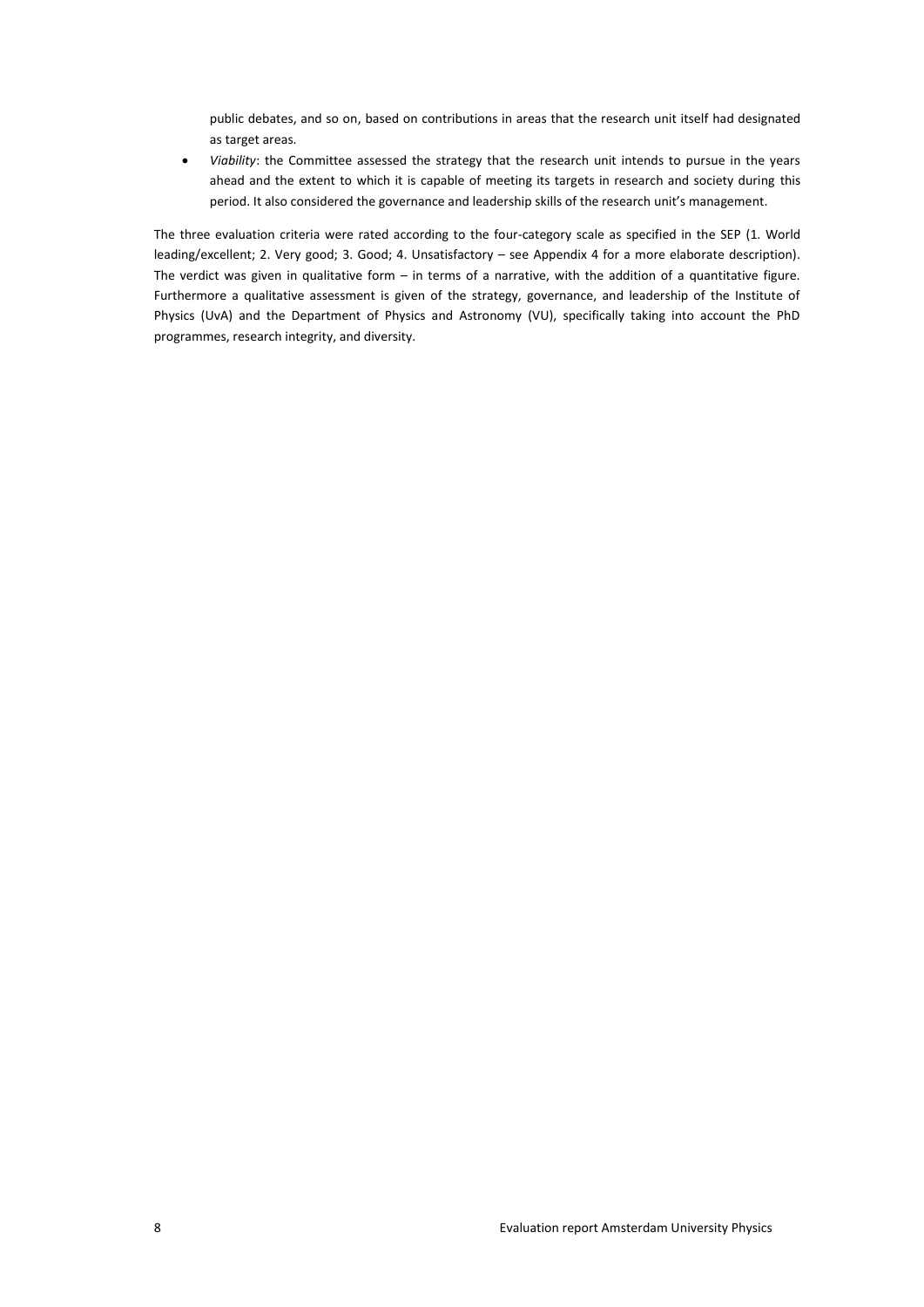public debates, and so on, based on contributions in areas that the research unit itself had designated as target areas.

- *Viability*: the Committee assessed the strategy that the research unit intends to pursue in the years ahead and the extent to which it is capable of meeting its targets in research and society during this period. It also considered the governance and leadership skills of the research unit's management.

The three evaluation criteria were rated according to the four-category scale as specified in the SEP (1. World leading/excellent; 2. Very good; 3. Good; 4. Unsatisfactory – see Appendix 4 for a more elaborate description). The verdict was given in qualitative form – in terms of a narrative, with the addition of a quantitative figure. Furthermore a qualitative assessment is given of the strategy, governance, and leadership of the Institute of Physics (UvA) and the Department of Physics and Astronomy (VU), specifically taking into account the PhD programmes, research integrity, and diversity.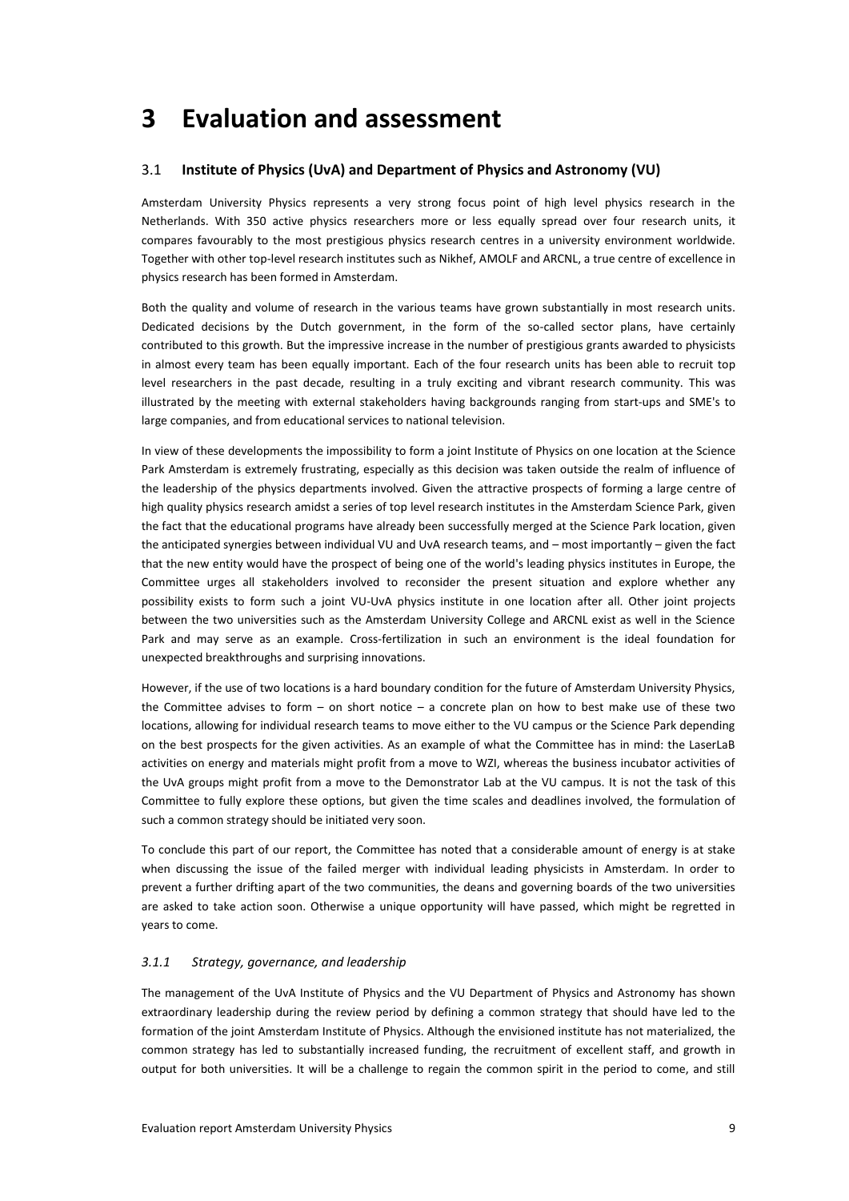# 3 Evaluation and assessment

## 3.1 Institute of Physics (UvA) and Department of Physics and Astronomy (VU)

Amsterdam University Physics represents a very strong focus point of high level physics research in the Netherlands. With 350 active physics researchers more or less equally spread over four research units, it compares favourably to the most prestigious physics research centres in a university environment worldwide. Together with other top-level research institutes such as Nikhef, AMOLF and ARCNL, a true centre of excellence in physics research has been formed in Amsterdam.

Both the quality and volume of research in the various teams have grown substantially in most research units. Dedicated decisions by the Dutch government, in the form of the so-called sector plans, have certainly contributed to this growth. But the impressive increase in the number of prestigious grants awarded to physicists in almost every team has been equally important. Each of the four research units has been able to recruit top level researchers in the past decade, resulting in a truly exciting and vibrant research community. This was illustrated by the meeting with external stakeholders having backgrounds ranging from start-ups and SME's to large companies, and from educational services to national television.

In view of these developments the impossibility to form a joint Institute of Physics on one location at the Science Park Amsterdam is extremely frustrating, especially as this decision was taken outside the realm of influence of the leadership of the physics departments involved. Given the attractive prospects of forming a large centre of high quality physics research amidst a series of top level research institutes in the Amsterdam Science Park, given the fact that the educational programs have already been successfully merged at the Science Park location, given the anticipated synergies between individual VU and UvA research teams, and – most importantly – given the fact that the new entity would have the prospect of being one of the world's leading physics institutes in Europe, the Committee urges all stakeholders involved to reconsider the present situation and explore whether any possibility exists to form such a joint VU-UvA physics institute in one location after all. Other joint projects between the two universities such as the Amsterdam University College and ARCNL exist as well in the Science Park and may serve as an example. Cross-fertilization in such an environment is the ideal foundation for unexpected breakthroughs and surprising innovations.

However, if the use of two locations is a hard boundary condition for the future of Amsterdam University Physics, the Committee advises to form – on short notice – a concrete plan on how to best make use of these two locations, allowing for individual research teams to move either to the VU campus or the Science Park depending on the best prospects for the given activities. As an example of what the Committee has in mind: the LaserLaB activities on energy and materials might profit from a move to WZI, whereas the business incubator activities of the UvA groups might profit from a move to the Demonstrator Lab at the VU campus. It is not the task of this Committee to fully explore these options, but given the time scales and deadlines involved, the formulation of such a common strategy should be initiated very soon.

To conclude this part of our report, the Committee has noted that a considerable amount of energy is at stake when discussing the issue of the failed merger with individual leading physicists in Amsterdam. In order to prevent a further drifting apart of the two communities, the deans and governing boards of the two universities are asked to take action soon. Otherwise a unique opportunity will have passed, which might be regretted in years to come.

### *3.1.1 Strategy, governance, and leadership*

The management of the UvA Institute of Physics and the VU Department of Physics and Astronomy has shown extraordinary leadership during the review period by defining a common strategy that should have led to the formation of the joint Amsterdam Institute of Physics. Although the envisioned institute has not materialized, the common strategy has led to substantially increased funding, the recruitment of excellent staff, and growth in output for both universities. It will be a challenge to regain the common spirit in the period to come, and still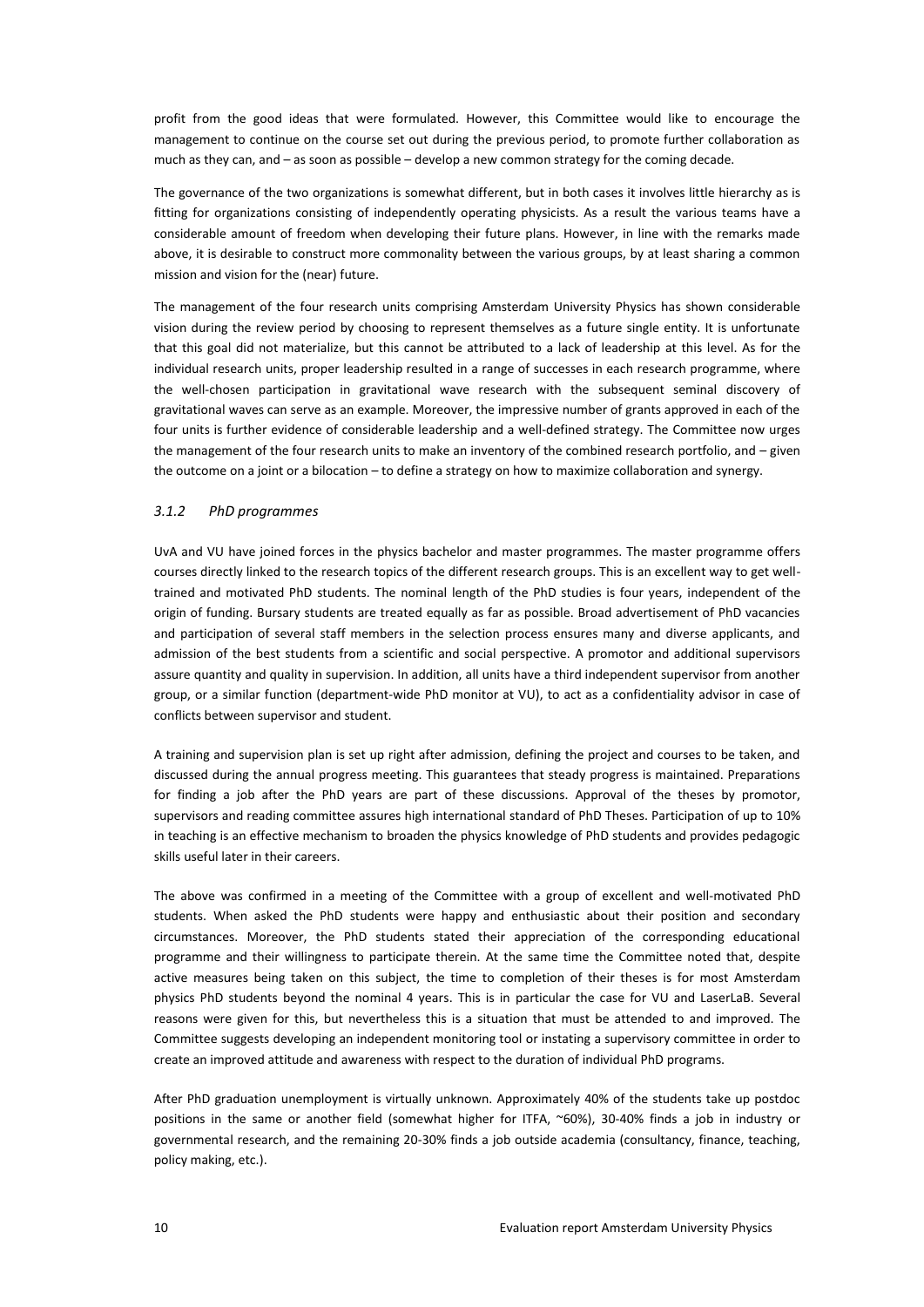profit from the good ideas that were formulated. However, this Committee would like to encourage the management to continue on the course set out during the previous period, to promote further collaboration as much as they can, and – as soon as possible – develop a new common strategy for the coming decade.

The governance of the two organizations is somewhat different, but in both cases it involves little hierarchy as is fitting for organizations consisting of independently operating physicists. As a result the various teams have a considerable amount of freedom when developing their future plans. However, in line with the remarks made above, it is desirable to construct more commonality between the various groups, by at least sharing a common mission and vision for the (near) future.

The management of the four research units comprising Amsterdam University Physics has shown considerable vision during the review period by choosing to represent themselves as a future single entity. It is unfortunate that this goal did not materialize, but this cannot be attributed to a lack of leadership at this level. As for the individual research units, proper leadership resulted in a range of successes in each research programme, where the well-chosen participation in gravitational wave research with the subsequent seminal discovery of gravitational waves can serve as an example. Moreover, the impressive number of grants approved in each of the four units is further evidence of considerable leadership and a well-defined strategy. The Committee now urges the management of the four research units to make an inventory of the combined research portfolio, and – given the outcome on a joint or a bilocation – to define a strategy on how to maximize collaboration and synergy.

### *3.1.2 PhD programmes*

UvA and VU have joined forces in the physics bachelor and master programmes. The master programme offers courses directly linked to the research topics of the different research groups. This is an excellent way to get well-trained and motivated PhD students. The nominal length of the PhD studies is four years, independent of the origin of funding. Bursary students are treated equally as far as possible. Broad advertisement of PhD vacancies and participation of several staff members in the selection process ensures many and diverse applicants, and admission of the best students from a scientific and social perspective. A promotor and additional supervisors assure quantity and quality in supervision. In addition, all units have a third independent supervisor from another group, or a similar function (department-wide PhD monitor at VU), to act as a confidentiality advisor in case of conflicts between supervisor and student.

A training and supervision plan is set up right after admission, defining the project and courses to be taken, and discussed during the annual progress meeting. This guarantees that steady progress is maintained. Preparations for finding a job after the PhD years are part of these discussions. Approval of the theses by promotor, supervisors and reading committee assures high international standard of PhD Theses. Participation of up to 10% in teaching is an effective mechanism to broaden the physics knowledge of PhD students and provides pedagogic skills useful later in their careers.

The above was confirmed in a meeting of the Committee with a group of excellent and well-motivated PhD students. When asked the PhD students were happy and enthusiastic about their position and secondary circumstances. Moreover, the PhD students stated their appreciation of the corresponding educational programme and their willingness to participate therein. At the same time the Committee noted that, despite active measures being taken on this subject, the time to completion of their theses is for most Amsterdam physics PhD students beyond the nominal 4 years. This is in particular the case for VU and LaserLaB. Several reasons were given for this, but nevertheless this is a situation that must be attended to and improved. The Committee suggests developing an independent monitoring tool or instating a supervisory committee in order to create an improved attitude and awareness with respect to the duration of individual PhD programs.

After PhD graduation unemployment is virtually unknown. Approximately 40% of the students take up postdoc positions in the same or another field (somewhat higher for ITFA, ~60%), 30-40% finds a job in industry or governmental research, and the remaining 20-30% finds a job outside academia (consultancy, finance, teaching, policy making, etc.).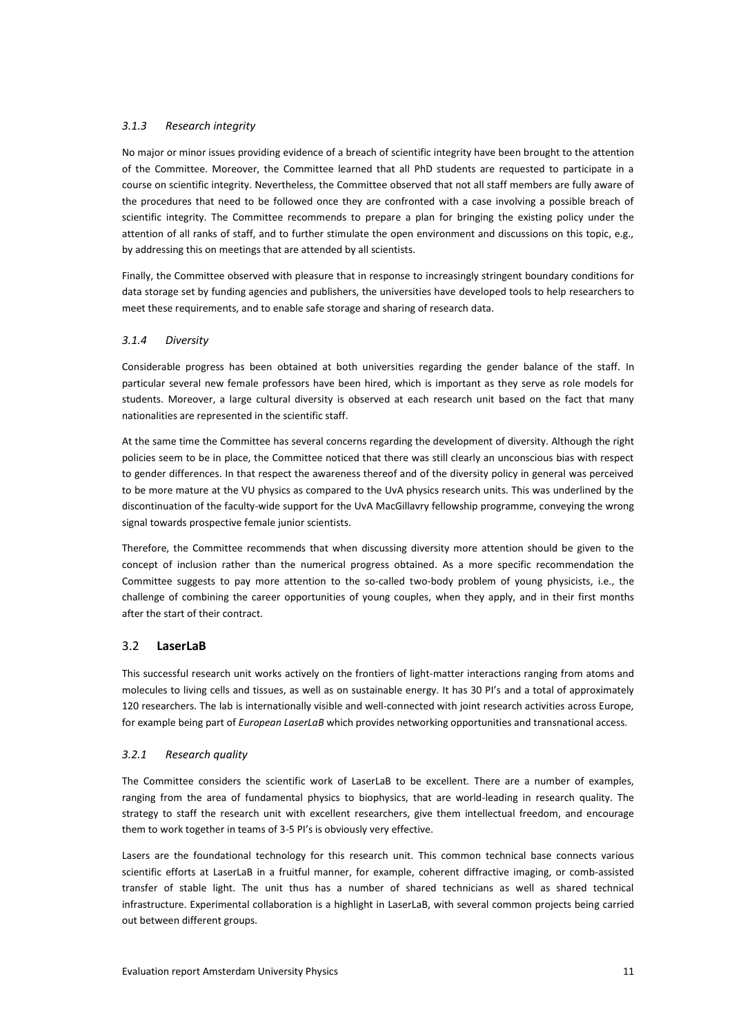### *3.1.3 Research integrity*

No major or minor issues providing evidence of a breach of scientific integrity have been brought to the attention of the Committee. Moreover, the Committee learned that all PhD students are requested to participate in a course on scientific integrity. Nevertheless, the Committee observed that not all staff members are fully aware of the procedures that need to be followed once they are confronted with a case involving a possible breach of scientific integrity. The Committee recommends to prepare a plan for bringing the existing policy under the attention of all ranks of staff, and to further stimulate the open environment and discussions on this topic, e.g., by addressing this on meetings that are attended by all scientists.

Finally, the Committee observed with pleasure that in response to increasingly stringent boundary conditions for data storage set by funding agencies and publishers, the universities have developed tools to help researchers to meet these requirements, and to enable safe storage and sharing of research data.

### *3.1.4 Diversity*

Considerable progress has been obtained at both universities regarding the gender balance of the staff. In particular several new female professors have been hired, which is important as they serve as role models for students. Moreover, a large cultural diversity is observed at each research unit based on the fact that many nationalities are represented in the scientific staff.

At the same time the Committee has several concerns regarding the development of diversity. Although the right policies seem to be in place, the Committee noticed that there was still clearly an unconscious bias with respect to gender differences. In that respect the awareness thereof and of the diversity policy in general was perceived to be more mature at the VU physics as compared to the UvA physics research units. This was underlined by the discontinuation of the faculty-wide support for the UvA MacGillavry fellowship programme, conveying the wrong signal towards prospective female junior scientists.

Therefore, the Committee recommends that when discussing diversity more attention should be given to the concept of inclusion rather than the numerical progress obtained. As a more specific recommendation the Committee suggests to pay more attention to the so-called two-body problem of young physicists, i.e., the challenge of combining the career opportunities of young couples, when they apply, and in their first months after the start of their contract.

## 3.2 **LaserLaB**

This successful research unit works actively on the frontiers of light-matter interactions ranging from atoms and molecules to living cells and tissues, as well as on sustainable energy. It has 30 PI's and a total of approximately 120 researchers. The lab is internationally visible and well-connected with joint research activities across Europe, for example being part of *European LaserLaB* which provides networking opportunities and transnational access.

### *3.2.1 Research quality*

The Committee considers the scientific work of LaserLaB to be excellent. There are a number of examples, ranging from the area of fundamental physics to biophysics, that are world-leading in research quality. The strategy to staff the research unit with excellent researchers, give them intellectual freedom, and encourage them to work together in teams of 3-5 PI's is obviously very effective.

Lasers are the foundational technology for this research unit. This common technical base connects various scientific efforts at LaserLaB in a fruitful manner, for example, coherent diffractive imaging, or comb-assisted transfer of stable light. The unit thus has a number of shared technicians as well as shared technical infrastructure. Experimental collaboration is a highlight in LaserLaB, with several common projects being carried out between different groups.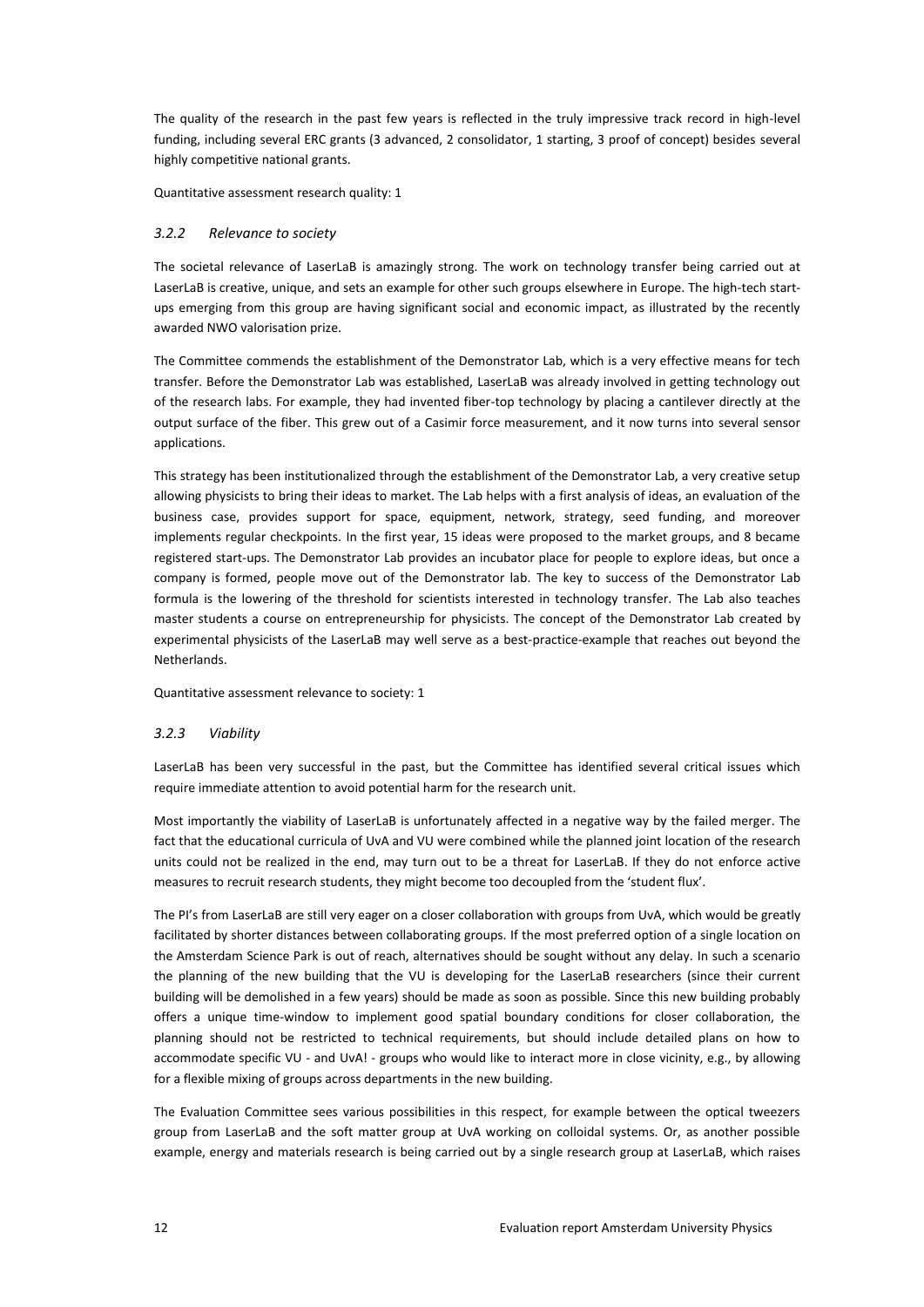The quality of the research in the past few years is reflected in the truly impressive track record in high-level funding, including several ERC grants (3 advanced, 2 consolidator, 1 starting, 3 proof of concept) besides several highly competitive national grants.

Quantitative assessment research quality: 1

### *3.2.2 Relevance to society*

The societal relevance of LaserLaB is amazingly strong. The work on technology transfer being carried out at LaserLaB is creative, unique, and sets an example for other such groups elsewhere in Europe. The high-tech start-ups emerging from this group are having significant social and economic impact, as illustrated by the recently awarded NWO valorisation prize.

The Committee commends the establishment of the Demonstrator Lab, which is a very effective means for tech transfer. Before the Demonstrator Lab was established, LaserLaB was already involved in getting technology out of the research labs. For example, they had invented fiber-top technology by placing a cantilever directly at the output surface of the fiber. This grew out of a Casimir force measurement, and it now turns into several sensor applications.

This strategy has been institutionalized through the establishment of the Demonstrator Lab, a very creative setup allowing physicists to bring their ideas to market. The Lab helps with a first analysis of ideas, an evaluation of the business case, provides support for space, equipment, network, strategy, seed funding, and moreover implements regular checkpoints. In the first year, 15 ideas were proposed to the market groups, and 8 became registered start-ups. The Demonstrator Lab provides an incubator place for people to explore ideas, but once a company is formed, people move out of the Demonstrator lab. The key to success of the Demonstrator Lab formula is the lowering of the threshold for scientists interested in technology transfer. The Lab also teaches master students a course on entrepreneurship for physicists. The concept of the Demonstrator Lab created by experimental physicists of the LaserLaB may well serve as a best-practice-example that reaches out beyond the Netherlands.

Quantitative assessment relevance to society: 1

### *3.2.3 Viability*

LaserLaB has been very successful in the past, but the Committee has identified several critical issues which require immediate attention to avoid potential harm for the research unit.

Most importantly the viability of LaserLaB is unfortunately affected in a negative way by the failed merger. The fact that the educational curricula of UvA and VU were combined while the planned joint location of the research units could not be realized in the end, may turn out to be a threat for LaserLaB. If they do not enforce active measures to recruit research students, they might become too decoupled from the 'student flux'.

The PI's from LaserLaB are still very eager on a closer collaboration with groups from UvA, which would be greatly facilitated by shorter distances between collaborating groups. If the most preferred option of a single location on the Amsterdam Science Park is out of reach, alternatives should be sought without any delay. In such a scenario the planning of the new building that the VU is developing for the LaserLaB researchers (since their current building will be demolished in a few years) should be made as soon as possible. Since this new building probably offers a unique time-window to implement good spatial boundary conditions for closer collaboration, the planning should not be restricted to technical requirements, but should include detailed plans on how to accommodate specific VU - and UvA! - groups who would like to interact more in close vicinity, e.g., by allowing for a flexible mixing of groups across departments in the new building.

The Evaluation Committee sees various possibilities in this respect, for example between the optical tweezers group from LaserLaB and the soft matter group at UvA working on colloidal systems. Or, as another possible example, energy and materials research is being carried out by a single research group at LaserLaB, which raises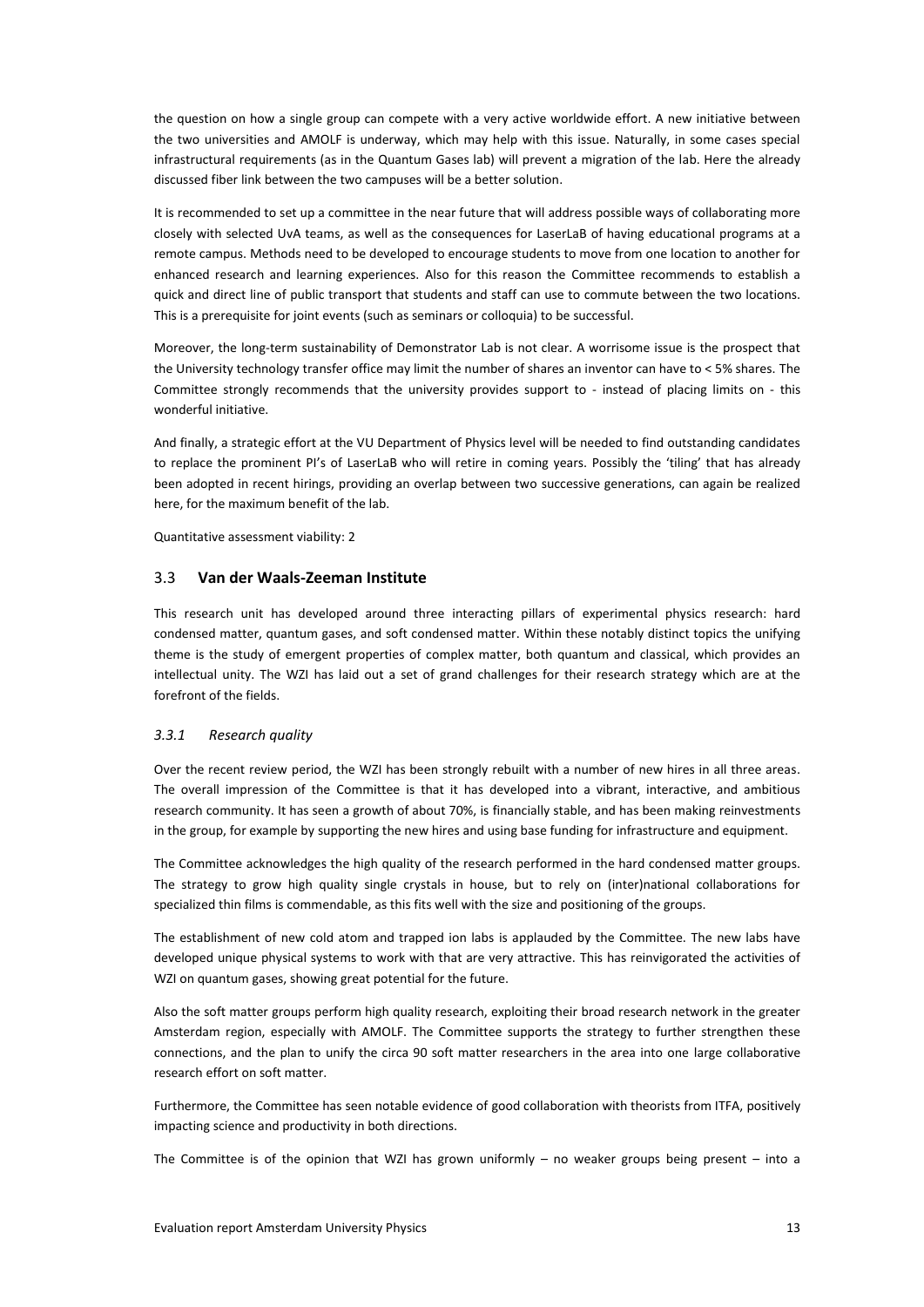the question on how a single group can compete with a very active worldwide effort. A new initiative between the two universities and AMOLF is underway, which may help with this issue. Naturally, in some cases special infrastructural requirements (as in the Quantum Gases lab) will prevent a migration of the lab. Here the already discussed fiber link between the two campuses will be a better solution.

It is recommended to set up a committee in the near future that will address possible ways of collaborating more closely with selected UvA teams, as well as the consequences for LaserLaB of having educational programs at a remote campus. Methods need to be developed to encourage students to move from one location to another for enhanced research and learning experiences. Also for this reason the Committee recommends to establish a quick and direct line of public transport that students and staff can use to commute between the two locations. This is a prerequisite for joint events (such as seminars or colloquia) to be successful.

Moreover, the long-term sustainability of Demonstrator Lab is not clear. A worrisome issue is the prospect that the University technology transfer office may limit the number of shares an inventor can have to < 5% shares. The Committee strongly recommends that the university provides support to - instead of placing limits on - this wonderful initiative.

And finally, a strategic effort at the VU Department of Physics level will be needed to find outstanding candidates to replace the prominent PI's of LaserLaB who will retire in coming years. Possibly the 'tiling' that has already been adopted in recent hirings, providing an overlap between two successive generations, can again be realized here, for the maximum benefit of the lab.

Quantitative assessment viability: 2

## 3.3 Van der Waals-Zeeman Institute

This research unit has developed around three interacting pillars of experimental physics research: hard condensed matter, quantum gases, and soft condensed matter. Within these notably distinct topics the unifying theme is the study of emergent properties of complex matter, both quantum and classical, which provides an intellectual unity. The WZI has laid out a set of grand challenges for their research strategy which are at the forefront of the fields.

### *3.3.1 Research quality*

Over the recent review period, the WZI has been strongly rebuilt with a number of new hires in all three areas. The overall impression of the Committee is that it has developed into a vibrant, interactive, and ambitious research community. It has seen a growth of about 70%, is financially stable, and has been making reinvestments in the group, for example by supporting the new hires and using base funding for infrastructure and equipment.

The Committee acknowledges the high quality of the research performed in the hard condensed matter groups. The strategy to grow high quality single crystals in house, but to rely on (inter)national collaborations for specialized thin films is commendable, as this fits well with the size and positioning of the groups.

The establishment of new cold atom and trapped ion labs is applauded by the Committee. The new labs have developed unique physical systems to work with that are very attractive. This has reinvigorated the activities of WZI on quantum gases, showing great potential for the future.

Also the soft matter groups perform high quality research, exploiting their broad research network in the greater Amsterdam region, especially with AMOLF. The Committee supports the strategy to further strengthen these connections, and the plan to unify the circa 90 soft matter researchers in the area into one large collaborative research effort on soft matter.

Furthermore, the Committee has seen notable evidence of good collaboration with theorists from ITFA, positively impacting science and productivity in both directions.

The Committee is of the opinion that WZI has grown uniformly – no weaker groups being present – into a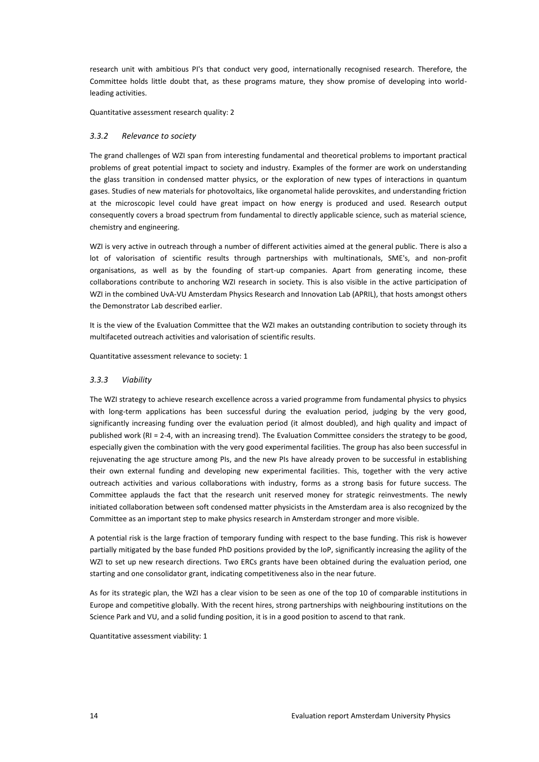research unit with ambitious PI's that conduct very good, internationally recognised research. Therefore, the Committee holds little doubt that, as these programs mature, they show promise of developing into world-leading activities.

Quantitative assessment research quality: 2

### *3.3.2 Relevance to society*

The grand challenges of WZI span from interesting fundamental and theoretical problems to important practical problems of great potential impact to society and industry. Examples of the former are work on understanding the glass transition in condensed matter physics, or the exploration of new types of interactions in quantum gases. Studies of new materials for photovoltaics, like organometal halide perovskites, and understanding friction at the microscopic level could have great impact on how energy is produced and used. Research output consequently covers a broad spectrum from fundamental to directly applicable science, such as material science, chemistry and engineering.

WZI is very active in outreach through a number of different activities aimed at the general public. There is also a lot of valorisation of scientific results through partnerships with multinationals, SME's, and non-profit organisations, as well as by the founding of start-up companies. Apart from generating income, these collaborations contribute to anchoring WZI research in society. This is also visible in the active participation of WZI in the combined UvA-VU Amsterdam Physics Research and Innovation Lab (APRIL), that hosts amongst others the Demonstrator Lab described earlier.

It is the view of the Evaluation Committee that the WZI makes an outstanding contribution to society through its multifaceted outreach activities and valorisation of scientific results.

Quantitative assessment relevance to society: 1

### *3.3.3 Viability*

The WZI strategy to achieve research excellence across a varied programme from fundamental physics to physics with long-term applications has been successful during the evaluation period, judging by the very good, significantly increasing funding over the evaluation period (it almost doubled), and high quality and impact of published work (RI = 2-4, with an increasing trend). The Evaluation Committee considers the strategy to be good, especially given the combination with the very good experimental facilities. The group has also been successful in rejuvenating the age structure among PIs, and the new PIs have already proven to be successful in establishing their own external funding and developing new experimental facilities. This, together with the very active outreach activities and various collaborations with industry, forms as a strong basis for future success. The Committee applauds the fact that the research unit reserved money for strategic reinvestments. The newly initiated collaboration between soft condensed matter physicists in the Amsterdam area is also recognized by the Committee as an important step to make physics research in Amsterdam stronger and more visible.

A potential risk is the large fraction of temporary funding with respect to the base funding. This risk is however partially mitigated by the base funded PhD positions provided by the IoP, significantly increasing the agility of the WZI to set up new research directions. Two ERCs grants have been obtained during the evaluation period, one starting and one consolidator grant, indicating competitiveness also in the near future.

As for its strategic plan, the WZI has a clear vision to be seen as one of the top 10 of comparable institutions in Europe and competitive globally. With the recent hires, strong partnerships with neighbouring institutions on the Science Park and VU, and a solid funding position, it is in a good position to ascend to that rank.

Quantitative assessment viability: 1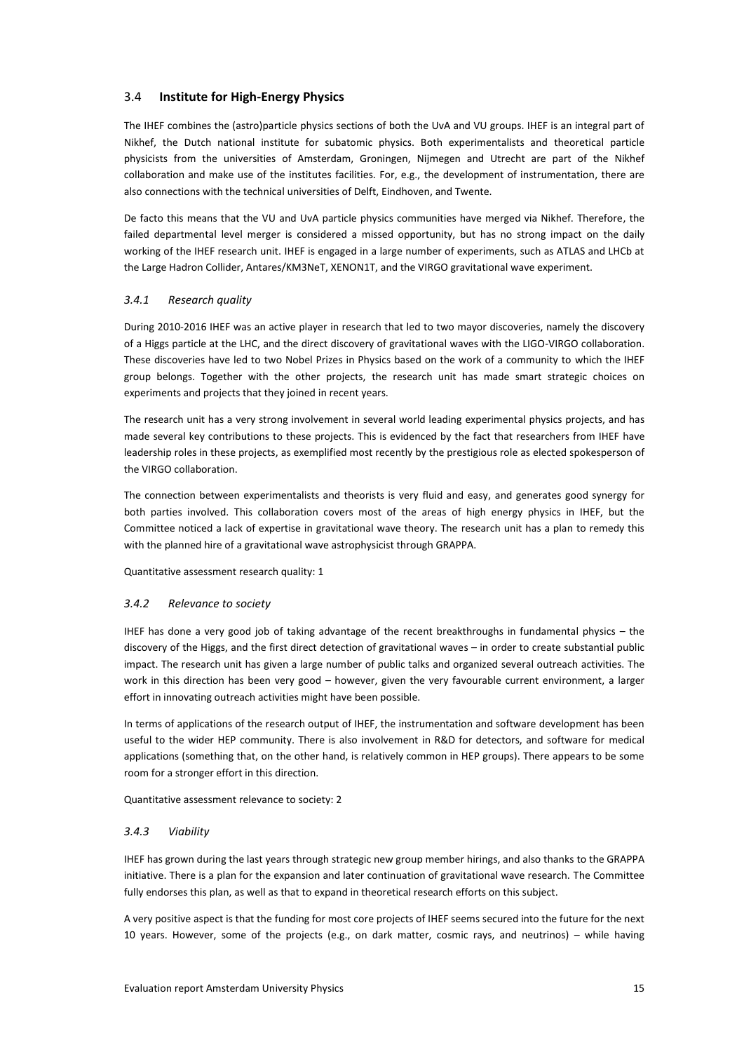## 3.4 **Institute for High-Energy Physics**

The IHEF combines the (astro)particle physics sections of both the UvA and VU groups. IHEF is an integral part of Nikhef, the Dutch national institute for subatomic physics. Both experimentalists and theoretical particle physicists from the universities of Amsterdam, Groningen, Nijmegen and Utrecht are part of the Nikhef collaboration and make use of the institutes facilities. For, e.g., the development of instrumentation, there are also connections with the technical universities of Delft, Eindhoven, and Twente.

De facto this means that the VU and UvA particle physics communities have merged via Nikhef. Therefore, the failed departmental level merger is considered a missed opportunity, but has no strong impact on the daily working of the IHEF research unit. IHEF is engaged in a large number of experiments, such as ATLAS and LHCb at the Large Hadron Collider, Antares/KM3NeT, XENON1T, and the VIRGO gravitational wave experiment.

### *3.4.1 Research quality*

During 2010-2016 IHEF was an active player in research that led to two mayor discoveries, namely the discovery of a Higgs particle at the LHC, and the direct discovery of gravitational waves with the LIGO-VIRGO collaboration. These discoveries have led to two Nobel Prizes in Physics based on the work of a community to which the IHEF group belongs. Together with the other projects, the research unit has made smart strategic choices on experiments and projects that they joined in recent years.

The research unit has a very strong involvement in several world leading experimental physics projects, and has made several key contributions to these projects. This is evidenced by the fact that researchers from IHEF have leadership roles in these projects, as exemplified most recently by the prestigious role as elected spokesperson of the VIRGO collaboration.

The connection between experimentalists and theorists is very fluid and easy, and generates good synergy for both parties involved. This collaboration covers most of the areas of high energy physics in IHEF, but the Committee noticed a lack of expertise in gravitational wave theory. The research unit has a plan to remedy this with the planned hire of a gravitational wave astrophysicist through GRAPPA.

Quantitative assessment research quality: 1

### *3.4.2 Relevance to society*

IHEF has done a very good job of taking advantage of the recent breakthroughs in fundamental physics – the discovery of the Higgs, and the first direct detection of gravitational waves – in order to create substantial public impact. The research unit has given a large number of public talks and organized several outreach activities. The work in this direction has been very good – however, given the very favourable current environment, a larger effort in innovating outreach activities might have been possible.

In terms of applications of the research output of IHEF, the instrumentation and software development has been useful to the wider HEP community. There is also involvement in R&D for detectors, and software for medical applications (something that, on the other hand, is relatively common in HEP groups). There appears to be some room for a stronger effort in this direction.

Quantitative assessment relevance to society: 2

### *3.4.3 Viability*

IHEF has grown during the last years through strategic new group member hirings, and also thanks to the GRAPPA initiative. There is a plan for the expansion and later continuation of gravitational wave research. The Committee fully endorses this plan, as well as that to expand in theoretical research efforts on this subject.

A very positive aspect is that the funding for most core projects of IHEF seems secured into the future for the next 10 years. However, some of the projects (e.g., on dark matter, cosmic rays, and neutrinos) – while having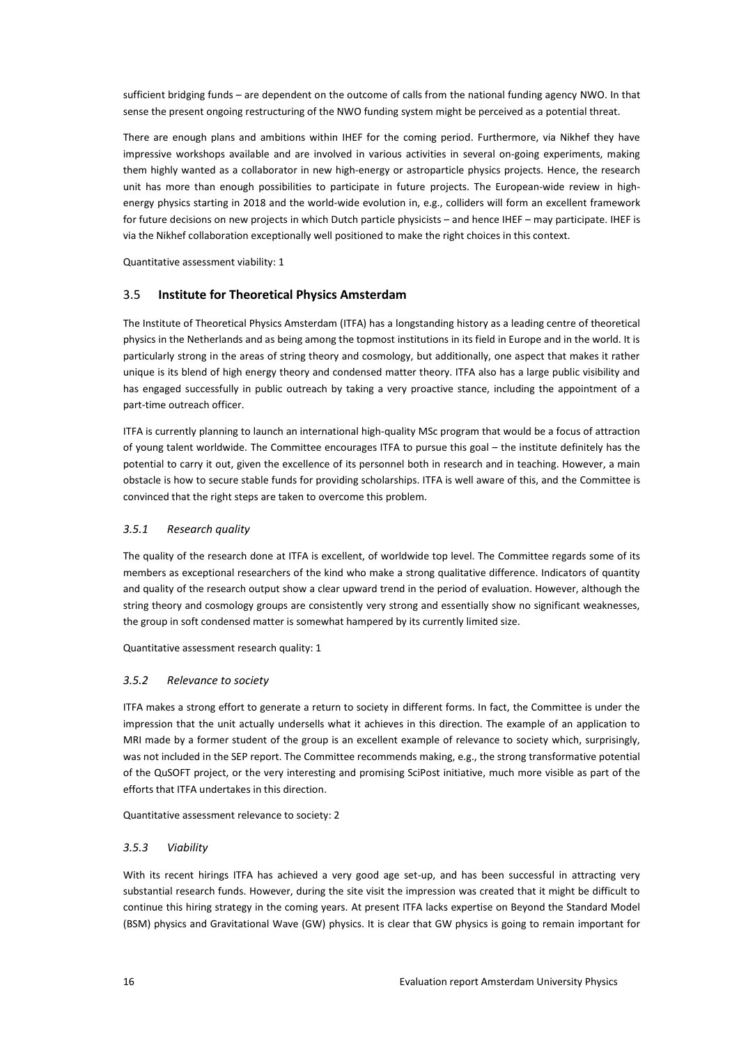sufficient bridging funds – are dependent on the outcome of calls from the national funding agency NWO. In that sense the present ongoing restructuring of the NWO funding system might be perceived as a potential threat.

There are enough plans and ambitions within IHEF for the coming period. Furthermore, via Nikhef they have impressive workshops available and are involved in various activities in several on-going experiments, making them highly wanted as a collaborator in new high-energy or astroparticle physics projects. Hence, the research unit has more than enough possibilities to participate in future projects. The European-wide review in high-energy physics starting in 2018 and the world-wide evolution in, e.g., colliders will form an excellent framework for future decisions on new projects in which Dutch particle physicists – and hence IHEF – may participate. IHEF is via the Nikhef collaboration exceptionally well positioned to make the right choices in this context.

Quantitative assessment viability: 1

## 3.5 Institute for Theoretical Physics Amsterdam

The Institute of Theoretical Physics Amsterdam (ITFA) has a longstanding history as a leading centre of theoretical physics in the Netherlands and as being among the topmost institutions in its field in Europe and in the world. It is particularly strong in the areas of string theory and cosmology, but additionally, one aspect that makes it rather unique is its blend of high energy theory and condensed matter theory. ITFA also has a large public visibility and has engaged successfully in public outreach by taking a very proactive stance, including the appointment of a part-time outreach officer.

ITFA is currently planning to launch an international high-quality MSc program that would be a focus of attraction of young talent worldwide. The Committee encourages ITFA to pursue this goal – the institute definitely has the potential to carry it out, given the excellence of its personnel both in research and in teaching. However, a main obstacle is how to secure stable funds for providing scholarships. ITFA is well aware of this, and the Committee is convinced that the right steps are taken to overcome this problem.

### *3.5.1 Research quality*

The quality of the research done at ITFA is excellent, of worldwide top level. The Committee regards some of its members as exceptional researchers of the kind who make a strong qualitative difference. Indicators of quantity and quality of the research output show a clear upward trend in the period of evaluation. However, although the string theory and cosmology groups are consistently very strong and essentially show no significant weaknesses, the group in soft condensed matter is somewhat hampered by its currently limited size.

Quantitative assessment research quality: 1

### *3.5.2 Relevance to society*

ITFA makes a strong effort to generate a return to society in different forms. In fact, the Committee is under the impression that the unit actually undersells what it achieves in this direction. The example of an application to MRI made by a former student of the group is an excellent example of relevance to society which, surprisingly, was not included in the SEP report. The Committee recommends making, e.g., the strong transformative potential of the QuSOFT project, or the very interesting and promising SciPost initiative, much more visible as part of the efforts that ITFA undertakes in this direction.

Quantitative assessment relevance to society: 2

### *3.5.3 Viability*

With its recent hirings ITFA has achieved a very good age set-up, and has been successful in attracting very substantial research funds. However, during the site visit the impression was created that it might be difficult to continue this hiring strategy in the coming years. At present ITFA lacks expertise on Beyond the Standard Model (BSM) physics and Gravitational Wave (GW) physics. It is clear that GW physics is going to remain important for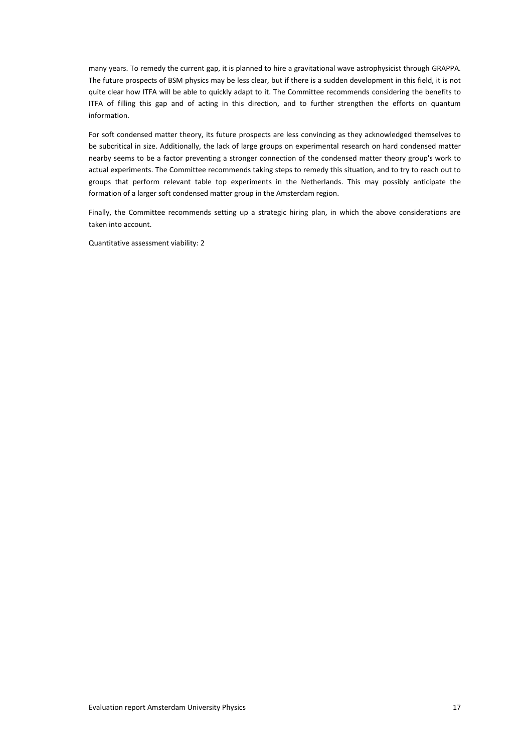many years. To remedy the current gap, it is planned to hire a gravitational wave astrophysicist through GRAPPA. The future prospects of BSM physics may be less clear, but if there is a sudden development in this field, it is not quite clear how ITFA will be able to quickly adapt to it. The Committee recommends considering the benefits to ITFA of filling this gap and of acting in this direction, and to further strengthen the efforts on quantum information.

For soft condensed matter theory, its future prospects are less convincing as they acknowledged themselves to be subcritical in size. Additionally, the lack of large groups on experimental research on hard condensed matter nearby seems to be a factor preventing a stronger connection of the condensed matter theory group's work to actual experiments. The Committee recommends taking steps to remedy this situation, and to try to reach out to groups that perform relevant table top experiments in the Netherlands. This may possibly anticipate the formation of a larger soft condensed matter group in the Amsterdam region.

Finally, the Committee recommends setting up a strategic hiring plan, in which the above considerations are taken into account.

Quantitative assessment viability: 2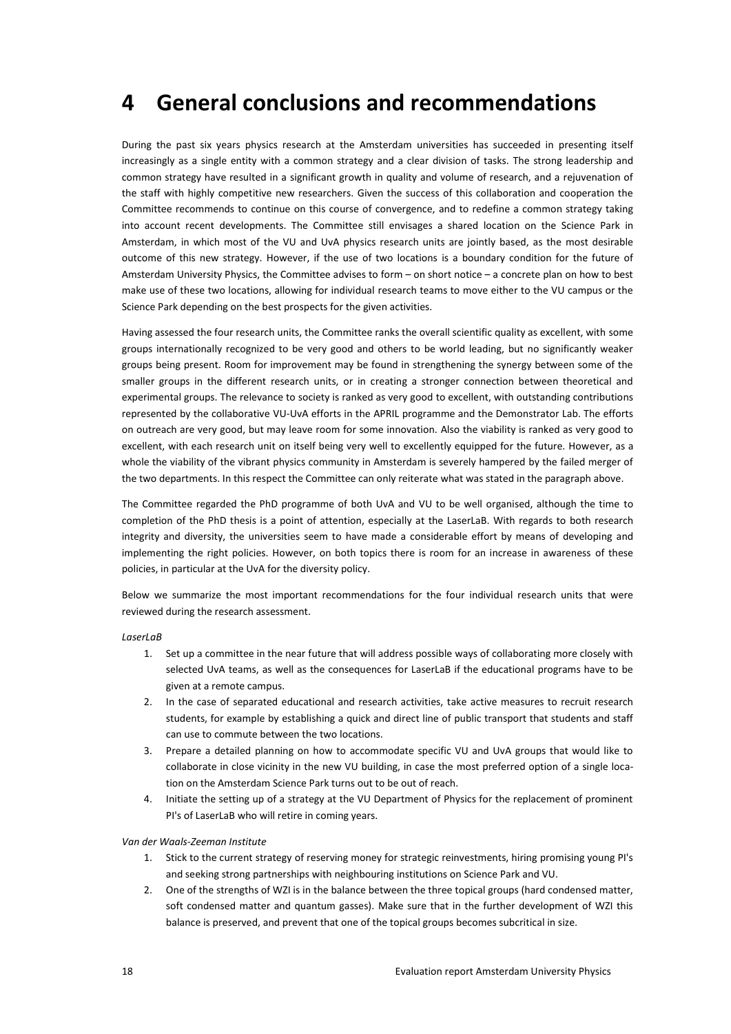# 4 General conclusions and recommendations

During the past six years physics research at the Amsterdam universities has succeeded in presenting itself increasingly as a single entity with a common strategy and a clear division of tasks. The strong leadership and common strategy have resulted in a significant growth in quality and volume of research, and a rejuvenation of the staff with highly competitive new researchers. Given the success of this collaboration and cooperation the Committee recommends to continue on this course of convergence, and to redefine a common strategy taking into account recent developments. The Committee still envisages a shared location on the Science Park in Amsterdam, in which most of the VU and UvA physics research units are jointly based, as the most desirable outcome of this new strategy. However, if the use of two locations is a boundary condition for the future of Amsterdam University Physics, the Committee advises to form – on short notice – a concrete plan on how to best make use of these two locations, allowing for individual research teams to move either to the VU campus or the Science Park depending on the best prospects for the given activities.

Having assessed the four research units, the Committee ranks the overall scientific quality as excellent, with some groups internationally recognized to be very good and others to be world leading, but no significantly weaker groups being present. Room for improvement may be found in strengthening the synergy between some of the smaller groups in the different research units, or in creating a stronger connection between theoretical and experimental groups. The relevance to society is ranked as very good to excellent, with outstanding contributions represented by the collaborative VU-UvA efforts in the APRIL programme and the Demonstrator Lab. The efforts on outreach are very good, but may leave room for some innovation. Also the viability is ranked as very good to excellent, with each research unit on itself being very well to excellently equipped for the future. However, as a whole the viability of the vibrant physics community in Amsterdam is severely hampered by the failed merger of the two departments. In this respect the Committee can only reiterate what was stated in the paragraph above.

The Committee regarded the PhD programme of both UvA and VU to be well organised, although the time to completion of the PhD thesis is a point of attention, especially at the LaserLaB. With regards to both research integrity and diversity, the universities seem to have made a considerable effort by means of developing and implementing the right policies. However, on both topics there is room for an increase in awareness of these policies, in particular at the UvA for the diversity policy.

Below we summarize the most important recommendations for the four individual research units that were reviewed during the research assessment.

*LaserLaB*

1. Set up a committee in the near future that will address possible ways of collaborating more closely with selected UvA teams, as well as the consequences for LaserLaB if the educational programs have to be given at a remote campus.
2. In the case of separated educational and research activities, take active measures to recruit research students, for example by establishing a quick and direct line of public transport that students and staff can use to commute between the two locations.
3. Prepare a detailed planning on how to accommodate specific VU and UvA groups that would like to collaborate in close vicinity in the new VU building, in case the most preferred option of a single location on the Amsterdam Science Park turns out to be out of reach.
4. Initiate the setting up of a strategy at the VU Department of Physics for the replacement of prominent PI's of LaserLaB who will retire in coming years.

*Van der Waals-Zeeman Institute*

1. Stick to the current strategy of reserving money for strategic reinvestments, hiring promising young PI's and seeking strong partnerships with neighbouring institutions on Science Park and VU.
2. One of the strengths of WZI is in the balance between the three topical groups (hard condensed matter, soft condensed matter and quantum gasses). Make sure that in the further development of WZI this balance is preserved, and prevent that one of the topical groups becomes subcritical in size.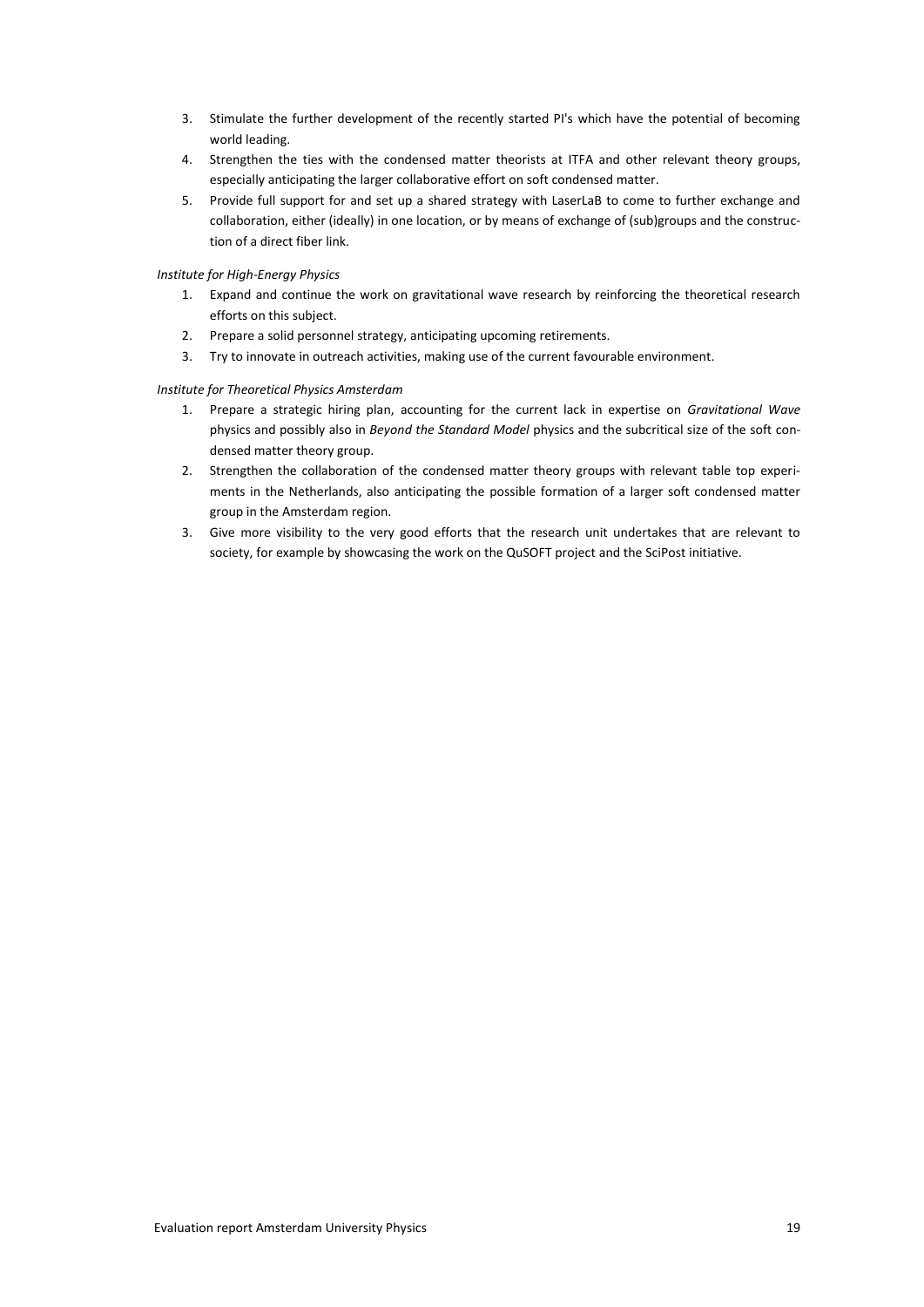3. Stimulate the further development of the recently started PI's which have the potential of becoming world leading.
4. Strengthen the ties with the condensed matter theorists at ITFA and other relevant theory groups, especially anticipating the larger collaborative effort on soft condensed matter.
5. Provide full support for and set up a shared strategy with LaserLaB to come to further exchange and collaboration, either (ideally) in one location, or by means of exchange of (sub)groups and the construction of a direct fiber link.

*Institute for High-Energy Physics*

1. Expand and continue the work on gravitational wave research by reinforcing the theoretical research efforts on this subject.
2. Prepare a solid personnel strategy, anticipating upcoming retirements.
3. Try to innovate in outreach activities, making use of the current favourable environment.

*Institute for Theoretical Physics Amsterdam*

1. Prepare a strategic hiring plan, accounting for the current lack in expertise on *Gravitational Wave* physics and possibly also in *Beyond the Standard Model* physics and the subcritical size of the soft condensed matter theory group.
2. Strengthen the collaboration of the condensed matter theory groups with relevant table top experiments in the Netherlands, also anticipating the possible formation of a larger soft condensed matter group in the Amsterdam region.
3. Give more visibility to the very good efforts that the research unit undertakes that are relevant to society, for example by showcasing the work on the QuSOFT project and the SciPost initiative.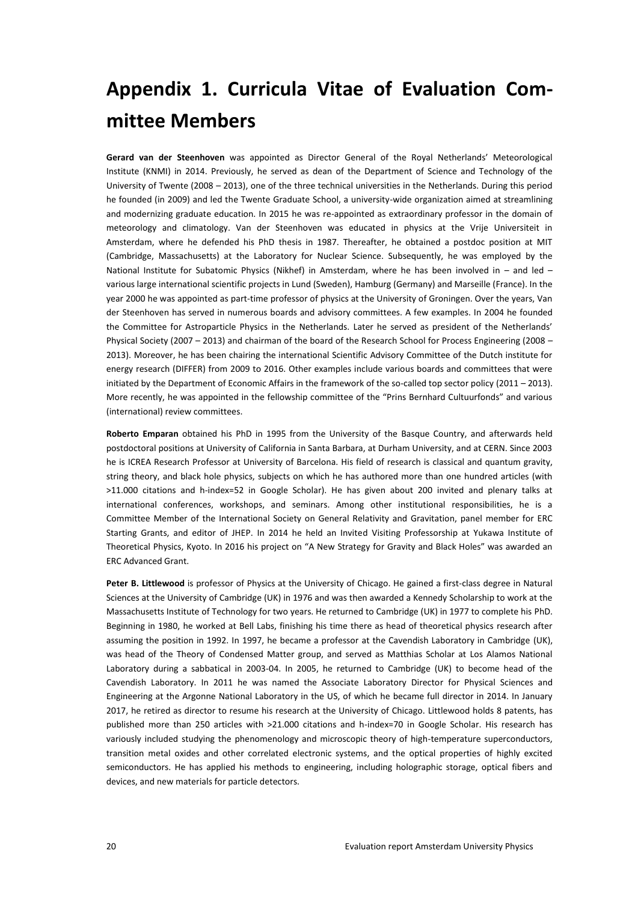# Appendix 1. Curricula Vitae of Evaluation Committee Members

**Gerard van der Steenhoven** was appointed as Director General of the Royal Netherlands' Meteorological Institute (KNMI) in 2014. Previously, he served as dean of the Department of Science and Technology of the University of Twente (2008 – 2013), one of the three technical universities in the Netherlands. During this period he founded (in 2009) and led the Twente Graduate School, a university-wide organization aimed at streamlining and modernizing graduate education. In 2015 he was re-appointed as extraordinary professor in the domain of meteorology and climatology. Van der Steenhoven was educated in physics at the Vrije Universiteit in Amsterdam, where he defended his PhD thesis in 1987. Thereafter, he obtained a postdoc position at MIT (Cambridge, Massachusetts) at the Laboratory for Nuclear Science. Subsequently, he was employed by the National Institute for Subatomic Physics (Nikhef) in Amsterdam, where he has been involved in – and led – various large international scientific projects in Lund (Sweden), Hamburg (Germany) and Marseille (France). In the year 2000 he was appointed as part-time professor of physics at the University of Groningen. Over the years, Van der Steenhoven has served in numerous boards and advisory committees. A few examples. In 2004 he founded the Committee for Astroparticle Physics in the Netherlands. Later he served as president of the Netherlands' Physical Society (2007 – 2013) and chairman of the board of the Research School for Process Engineering (2008 – 2013). Moreover, he has been chairing the international Scientific Advisory Committee of the Dutch institute for energy research (DIFFER) from 2009 to 2016. Other examples include various boards and committees that were initiated by the Department of Economic Affairs in the framework of the so-called top sector policy (2011 – 2013). More recently, he was appointed in the fellowship committee of the "Prins Bernhard Cultuurfonds" and various (international) review committees.

**Roberto Emparan** obtained his PhD in 1995 from the University of the Basque Country, and afterwards held postdoctoral positions at University of California in Santa Barbara, at Durham University, and at CERN. Since 2003 he is ICREA Research Professor at University of Barcelona. His field of research is classical and quantum gravity, string theory, and black hole physics, subjects on which he has authored more than one hundred articles (with >11.000 citations and h-index=52 in Google Scholar). He has given about 200 invited and plenary talks at international conferences, workshops, and seminars. Among other institutional responsibilities, he is a Committee Member of the International Society on General Relativity and Gravitation, panel member for ERC Starting Grants, and editor of JHEP. In 2014 he held an Invited Visiting Professorship at Yukawa Institute of Theoretical Physics, Kyoto. In 2016 his project on "A New Strategy for Gravity and Black Holes" was awarded an ERC Advanced Grant.

**Peter B. Littlewood** is professor of Physics at the University of Chicago. He gained a first-class degree in Natural Sciences at the University of Cambridge (UK) in 1976 and was then awarded a Kennedy Scholarship to work at the Massachusetts Institute of Technology for two years. He returned to Cambridge (UK) in 1977 to complete his PhD. Beginning in 1980, he worked at Bell Labs, finishing his time there as head of theoretical physics research after assuming the position in 1992. In 1997, he became a professor at the Cavendish Laboratory in Cambridge (UK), was head of the Theory of Condensed Matter group, and served as Matthias Scholar at Los Alamos National Laboratory during a sabbatical in 2003-04. In 2005, he returned to Cambridge (UK) to become head of the Cavendish Laboratory. In 2011 he was named the Associate Laboratory Director for Physical Sciences and Engineering at the Argonne National Laboratory in the US, of which he became full director in 2014. In January 2017, he retired as director to resume his research at the University of Chicago. Littlewood holds 8 patents, has published more than 250 articles with >21.000 citations and h-index=70 in Google Scholar. His research has variously included studying the phenomenology and microscopic theory of high-temperature superconductors, transition metal oxides and other correlated electronic systems, and the optical properties of highly excited semiconductors. He has applied his methods to engineering, including holographic storage, optical fibers and devices, and new materials for particle detectors.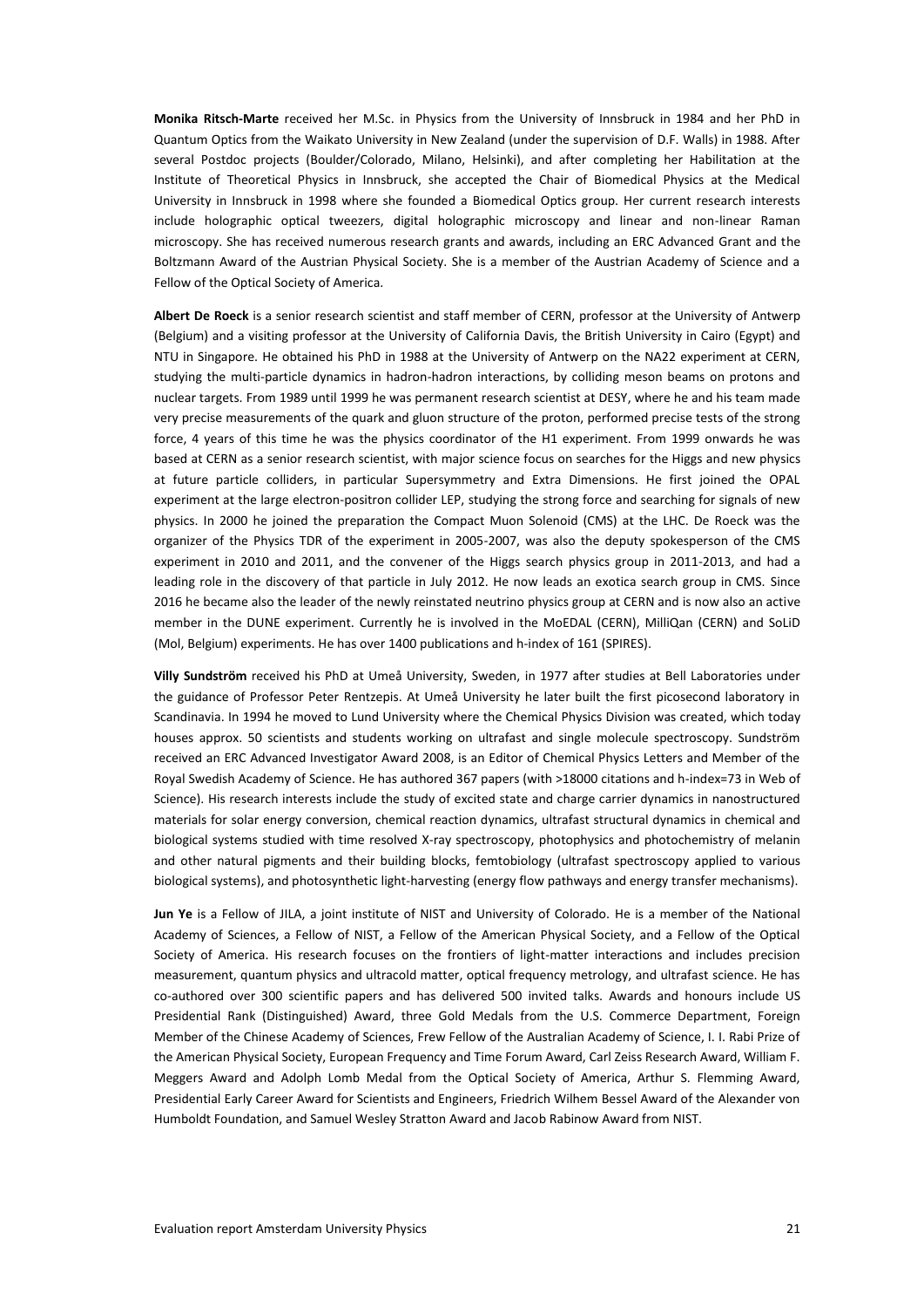**Monika Ritsch-Marte** received her M.Sc. in Physics from the University of Innsbruck in 1984 and her PhD in Quantum Optics from the Waikato University in New Zealand (under the supervision of D.F. Walls) in 1988. After several Postdoc projects (Boulder/Colorado, Milano, Helsinki), and after completing her Habilitation at the Institute of Theoretical Physics in Innsbruck, she accepted the Chair of Biomedical Physics at the Medical University in Innsbruck in 1998 where she founded a Biomedical Optics group. Her current research interests include holographic optical tweezers, digital holographic microscopy and linear and non-linear Raman microscopy. She has received numerous research grants and awards, including an ERC Advanced Grant and the Boltzmann Award of the Austrian Physical Society. She is a member of the Austrian Academy of Science and a Fellow of the Optical Society of America.

**Albert De Roeck** is a senior research scientist and staff member of CERN, professor at the University of Antwerp (Belgium) and a visiting professor at the University of California Davis, the British University in Cairo (Egypt) and NTU in Singapore. He obtained his PhD in 1988 at the University of Antwerp on the NA22 experiment at CERN, studying the multi-particle dynamics in hadron-hadron interactions, by colliding meson beams on protons and nuclear targets. From 1989 until 1999 he was permanent research scientist at DESY, where he and his team made very precise measurements of the quark and gluon structure of the proton, performed precise tests of the strong force, 4 years of this time he was the physics coordinator of the H1 experiment. From 1999 onwards he was based at CERN as a senior research scientist, with major science focus on searches for the Higgs and new physics at future particle colliders, in particular Supersymmetry and Extra Dimensions. He first joined the OPAL experiment at the large electron-positron collider LEP, studying the strong force and searching for signals of new physics. In 2000 he joined the preparation the Compact Muon Solenoid (CMS) at the LHC. De Roeck was the organizer of the Physics TDR of the experiment in 2005-2007, was also the deputy spokesperson of the CMS experiment in 2010 and 2011, and the convener of the Higgs search physics group in 2011-2013, and had a leading role in the discovery of that particle in July 2012. He now leads an exotica search group in CMS. Since 2016 he became also the leader of the newly reinstated neutrino physics group at CERN and is now also an active member in the DUNE experiment. Currently he is involved in the MoEDAL (CERN), MilliQan (CERN) and SoLiD (Mol, Belgium) experiments. He has over 1400 publications and h-index of 161 (SPIRES).

**Villy Sundström** received his PhD at Umeå University, Sweden, in 1977 after studies at Bell Laboratories under the guidance of Professor Peter Rentzepis. At Umeå University he later built the first picosecond laboratory in Scandinavia. In 1994 he moved to Lund University where the Chemical Physics Division was created, which today houses approx. 50 scientists and students working on ultrafast and single molecule spectroscopy. Sundström received an ERC Advanced Investigator Award 2008, is an Editor of Chemical Physics Letters and Member of the Royal Swedish Academy of Science. He has authored 367 papers (with >18000 citations and h-index=73 in Web of Science). His research interests include the study of excited state and charge carrier dynamics in nanostructured materials for solar energy conversion, chemical reaction dynamics, ultrafast structural dynamics in chemical and biological systems studied with time resolved X-ray spectroscopy, photophysics and photochemistry of melanin and other natural pigments and their building blocks, femtobiology (ultrafast spectroscopy applied to various biological systems), and photosynthetic light-harvesting (energy flow pathways and energy transfer mechanisms).

**Jun Ye** is a Fellow of JILA, a joint institute of NIST and University of Colorado. He is a member of the National Academy of Sciences, a Fellow of NIST, a Fellow of the American Physical Society, and a Fellow of the Optical Society of America. His research focuses on the frontiers of light-matter interactions and includes precision measurement, quantum physics and ultracold matter, optical frequency metrology, and ultrafast science. He has co-authored over 300 scientific papers and has delivered 500 invited talks. Awards and honours include US Presidential Rank (Distinguished) Award, three Gold Medals from the U.S. Commerce Department, Foreign Member of the Chinese Academy of Sciences, Frew Fellow of the Australian Academy of Science, I. I. Rabi Prize of the American Physical Society, European Frequency and Time Forum Award, Carl Zeiss Research Award, William F. Meggers Award and Adolph Lomb Medal from the Optical Society of America, Arthur S. Flemming Award, Presidential Early Career Award for Scientists and Engineers, Friedrich Wilhem Bessel Award of the Alexander von Humboldt Foundation, and Samuel Wesley Stratton Award and Jacob Rabinow Award from NIST.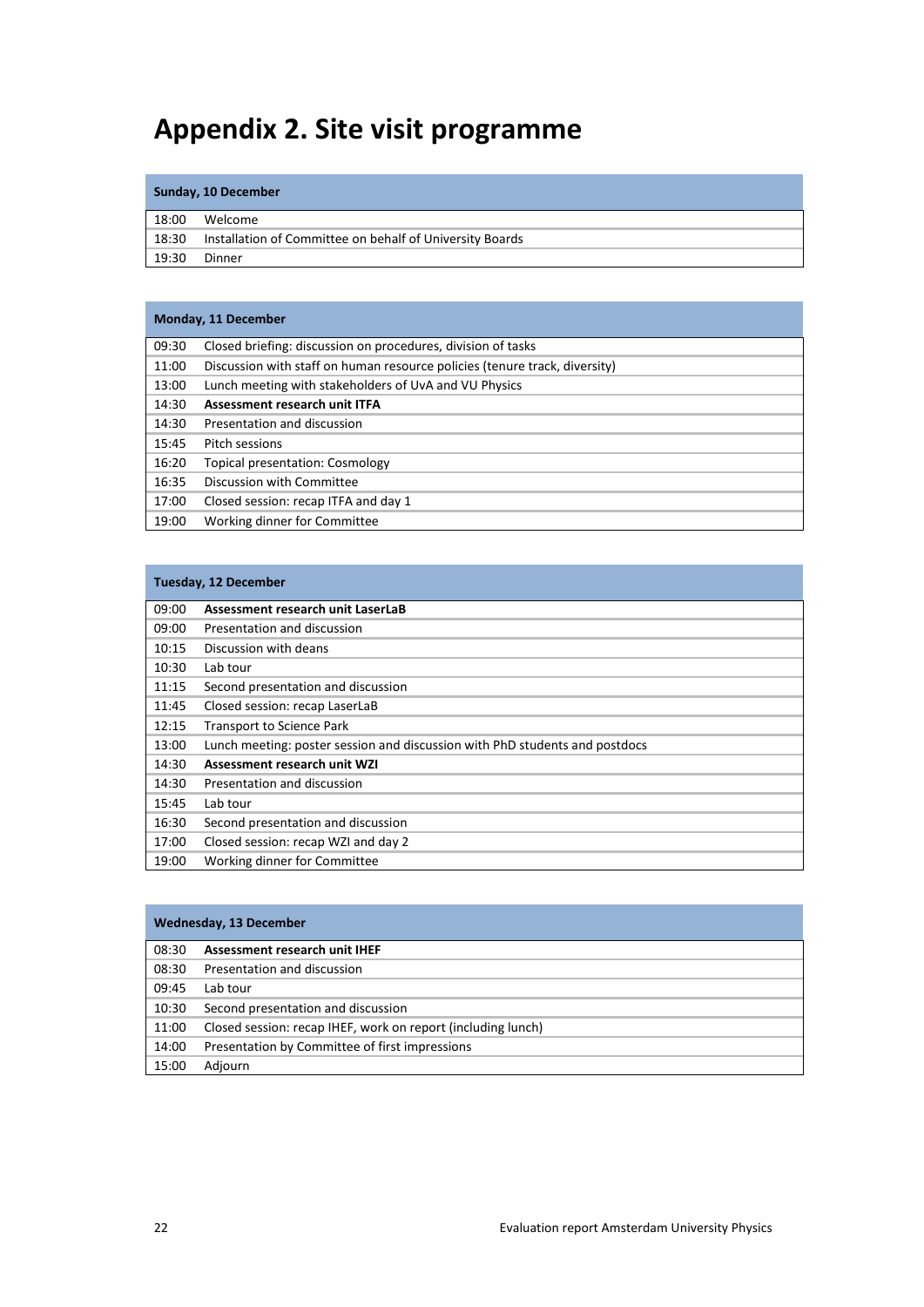# Appendix 2. Site visit programme

| Sunday, 10 December | |
|---|---|
| 18:00 | Welcome |
| 18:30 | Installation of Committee on behalf of University Boards |
| 19:30 | Dinner |

| Monday, 11 December | |
|---|---|
| 09:30 | Closed briefing: discussion on procedures, division of tasks |
| 11:00 | Discussion with staff on human resource policies (tenure track, diversity) |
| 13:00 | Lunch meeting with stakeholders of UvA and VU Physics |
| 14:30 | **Assessment research unit ITFA** |
| 14:30 | Presentation and discussion |
| 15:45 | Pitch sessions |
| 16:20 | Topical presentation: Cosmology |
| 16:35 | Discussion with Committee |
| 17:00 | Closed session: recap ITFA and day 1 |
| 19:00 | Working dinner for Committee |

| Tuesday, 12 December | |
|---|---|
| 09:00 | **Assessment research unit LaserLaB** |
| 09:00 | Presentation and discussion |
| 10:15 | Discussion with deans |
| 10:30 | Lab tour |
| 11:15 | Second presentation and discussion |
| 11:45 | Closed session: recap LaserLaB |
| 12:15 | Transport to Science Park |
| 13:00 | Lunch meeting: poster session and discussion with PhD students and postdocs |
| 14:30 | **Assessment research unit WZI** |
| 14:30 | Presentation and discussion |
| 15:45 | Lab tour |
| 16:30 | Second presentation and discussion |
| 17:00 | Closed session: recap WZI and day 2 |
| 19:00 | Working dinner for Committee |

| Wednesday, 13 December | |
|---|---|
| 08:30 | **Assessment research unit IHEF** |
| 08:30 | Presentation and discussion |
| 09:45 | Lab tour |
| 10:30 | Second presentation and discussion |
| 11:00 | Closed session: recap IHEF, work on report (including lunch) |
| 14:00 | Presentation by Committee of first impressions |
| 15:00 | Adjourn |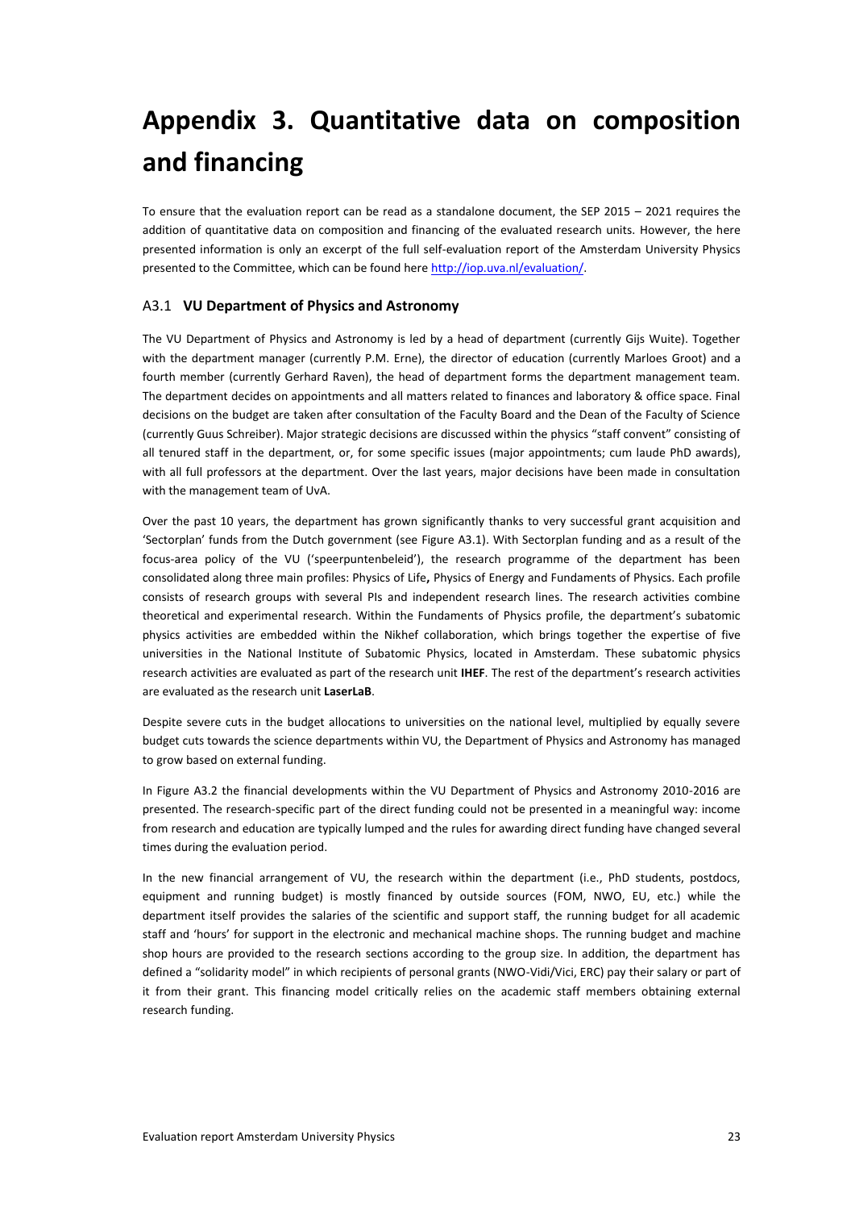# Appendix 3. Quantitative data on composition and financing

To ensure that the evaluation report can be read as a standalone document, the SEP 2015 – 2021 requires the addition of quantitative data on composition and financing of the evaluated research units. However, the here presented information is only an excerpt of the full self-evaluation report of the Amsterdam University Physics presented to the Committee, which can be found here http://iop.uva.nl/evaluation/.

## A3.1 **VU Department of Physics and Astronomy**

The VU Department of Physics and Astronomy is led by a head of department (currently Gijs Wuite). Together with the department manager (currently P.M. Erne), the director of education (currently Marloes Groot) and a fourth member (currently Gerhard Raven), the head of department forms the department management team. The department decides on appointments and all matters related to finances and laboratory & office space. Final decisions on the budget are taken after consultation of the Faculty Board and the Dean of the Faculty of Science (currently Guus Schreiber). Major strategic decisions are discussed within the physics "staff convent" consisting of all tenured staff in the department, or, for some specific issues (major appointments; cum laude PhD awards), with all full professors at the department. Over the last years, major decisions have been made in consultation with the management team of UvA.

Over the past 10 years, the department has grown significantly thanks to very successful grant acquisition and 'Sectorplan' funds from the Dutch government (see Figure A3.1). With Sectorplan funding and as a result of the focus-area policy of the VU ('speerpuntenbeleid'), the research programme of the department has been consolidated along three main profiles: Physics of Life**,** Physics of Energy and Fundaments of Physics. Each profile consists of research groups with several PIs and independent research lines. The research activities combine theoretical and experimental research. Within the Fundaments of Physics profile, the department's subatomic physics activities are embedded within the Nikhef collaboration, which brings together the expertise of five universities in the National Institute of Subatomic Physics, located in Amsterdam. These subatomic physics research activities are evaluated as part of the research unit **IHEF**. The rest of the department's research activities are evaluated as the research unit **LaserLaB**.

Despite severe cuts in the budget allocations to universities on the national level, multiplied by equally severe budget cuts towards the science departments within VU, the Department of Physics and Astronomy has managed to grow based on external funding.

In Figure A3.2 the financial developments within the VU Department of Physics and Astronomy 2010-2016 are presented. The research-specific part of the direct funding could not be presented in a meaningful way: income from research and education are typically lumped and the rules for awarding direct funding have changed several times during the evaluation period.

In the new financial arrangement of VU, the research within the department (i.e., PhD students, postdocs, equipment and running budget) is mostly financed by outside sources (FOM, NWO, EU, etc.) while the department itself provides the salaries of the scientific and support staff, the running budget for all academic staff and 'hours' for support in the electronic and mechanical machine shops. The running budget and machine shop hours are provided to the research sections according to the group size. In addition, the department has defined a "solidarity model" in which recipients of personal grants (NWO-Vidi/Vici, ERC) pay their salary or part of it from their grant. This financing model critically relies on the academic staff members obtaining external research funding.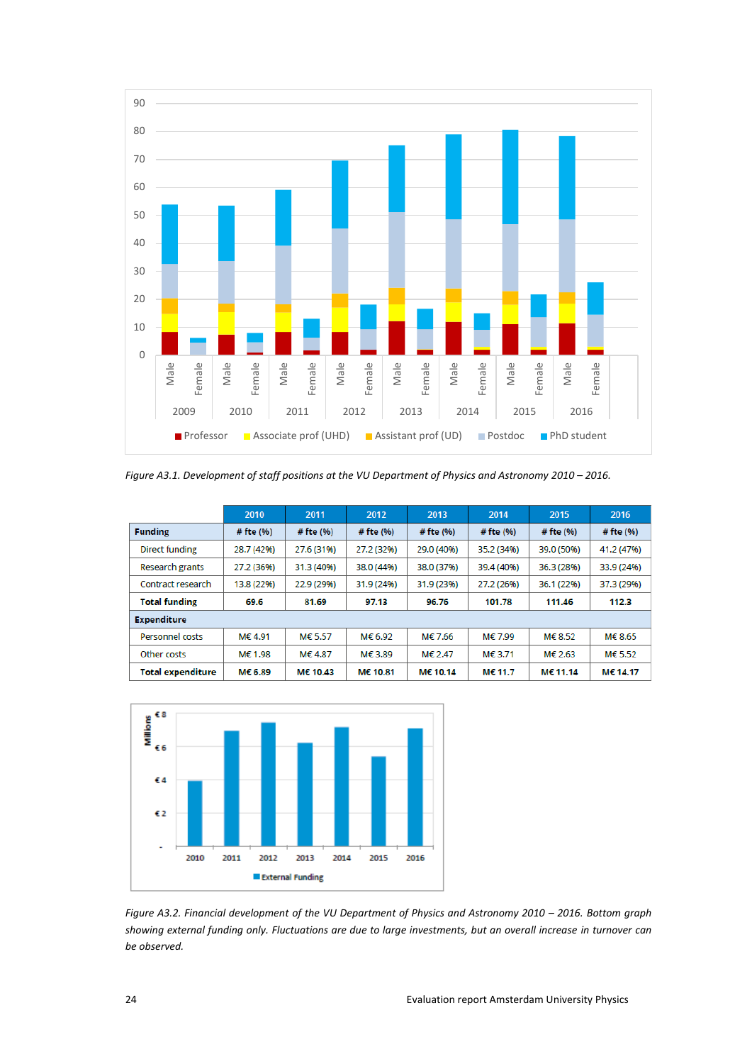90
80
70
60
50
40
30
20
10
0

Male Female Male Female Male Female Male Female Male Female Male Female Male Female Male Female

2009 2010 2011 2012 2013 2014 2015 2016

Professor, Associate prof (UHD), Assistant prof (UD), Postdoc, PhD student

*Figure A3.1. Development of staff positions at the VU Department of Physics and Astronomy 2010 – 2016.*

| | 2010 | 2011 | 2012 | 2013 | 2014 | 2015 | 2016 |
|---|---|---|---|---|---|---|---|
| **Funding** | **# fte (%)** | **# fte (%)** | **# fte (%)** | **# fte (%)** | **# fte (%)** | **# fte (%)** | **# fte (%)** |
| Direct funding | 28.7 (42%) | 27.6 (31%) | 27.2 (32%) | 29.0 (40%) | 35.2 (34%) | 39.0 (50%) | 41.2 (47%) |
| Research grants | 27.2 (36%) | 31.3 (40%) | 38.0 (44%) | 38.0 (37%) | 39.4 (40%) | 36.3 (28%) | 33.9 (24%) |
| Contract research | 13.8 (22%) | 22.9 (29%) | 31.9 (24%) | 31.9 (23%) | 27.2 (26%) | 36.1 (22%) | 37.3 (29%) |
| **Total funding** | **69.6** | **81.69** | **97.13** | **96.76** | **101.78** | **111.46** | **112.3** |
| **Expenditure** | | | | | | | |
| Personnel costs | M€ 4.91 | M€ 5.57 | M€ 6.92 | M€ 7.66 | M€ 7.99 | M€ 8.52 | M€ 8.65 |
| Other costs | M€ 1.98 | M€ 4.87 | M€ 3.89 | M€ 2.47 | M€ 3.71 | M€ 2.63 | M€ 5.52 |
| **Total expenditure** | **M€ 6.89** | **M€ 10.43** | **M€ 10.81** | **M€ 10.14** | **M€ 11.7** | **M€ 11.14** | **M€ 14.17** |

Millions
€ 8
€ 6
€ 4
€ 2
-

2010 2011 2012 2013 2014 2015 2016

External Funding

*Figure A3.2. Financial development of the VU Department of Physics and Astronomy 2010 – 2016. Bottom graph showing external funding only. Fluctuations are due to large investments, but an overall increase in turnover can be observed.*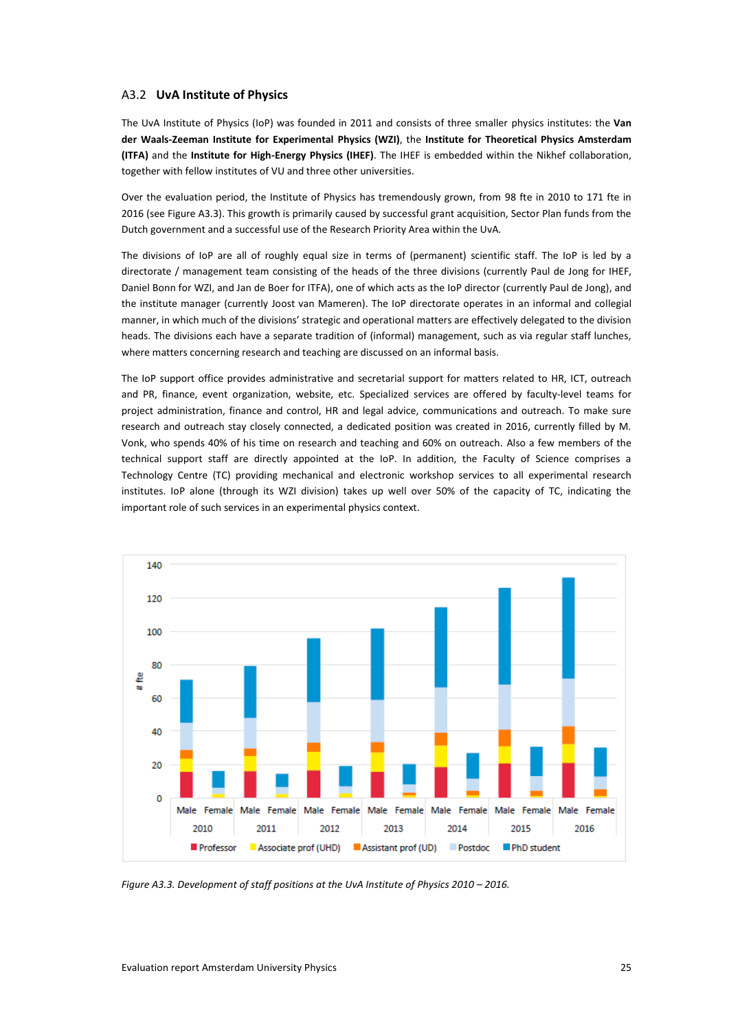### A3.2 UvA Institute of Physics

The UvA Institute of Physics (IoP) was founded in 2011 and consists of three smaller physics institutes: the **Van der Waals-Zeeman Institute for Experimental Physics (WZI)**, the **Institute for Theoretical Physics Amsterdam (ITFA)** and the **Institute for High-Energy Physics (IHEF)**. The IHEF is embedded within the Nikhef collaboration, together with fellow institutes of VU and three other universities.

Over the evaluation period, the Institute of Physics has tremendously grown, from 98 fte in 2010 to 171 fte in 2016 (see Figure A3.3). This growth is primarily caused by successful grant acquisition, Sector Plan funds from the Dutch government and a successful use of the Research Priority Area within the UvA.

The divisions of IoP are all of roughly equal size in terms of (permanent) scientific staff. The IoP is led by a directorate / management team consisting of the heads of the three divisions (currently Paul de Jong for IHEF, Daniel Bonn for WZI, and Jan de Boer for ITFA), one of which acts as the IoP director (currently Paul de Jong), and the institute manager (currently Joost van Mameren). The IoP directorate operates in an informal and collegial manner, in which much of the divisions' strategic and operational matters are effectively delegated to the division heads. The divisions each have a separate tradition of (informal) management, such as via regular staff lunches, where matters concerning research and teaching are discussed on an informal basis.

The IoP support office provides administrative and secretarial support for matters related to HR, ICT, outreach and PR, finance, event organization, website, etc. Specialized services are offered by faculty-level teams for project administration, finance and control, HR and legal advice, communications and outreach. To make sure research and outreach stay closely connected, a dedicated position was created in 2016, currently filled by M. Vonk, who spends 40% of his time on research and teaching and 60% on outreach. Also a few members of the technical support staff are directly appointed at the IoP. In addition, the Faculty of Science comprises a Technology Centre (TC) providing mechanical and electronic workshop services to all experimental research institutes. IoP alone (through its WZI division) takes up well over 50% of the capacity of TC, indicating the important role of such services in an experimental physics context.

# fte
140
120
100
80
60
40
20
0
Male Female Male Female Male Female Male Female Male Female Male Female Male Female
2010 2011 2012 2013 2014 2015 2016
Professor Associate prof (UHD) Assistant prof (UD) Postdoc PhD student

*Figure A3.3. Development of staff positions at the UvA Institute of Physics 2010 – 2016.*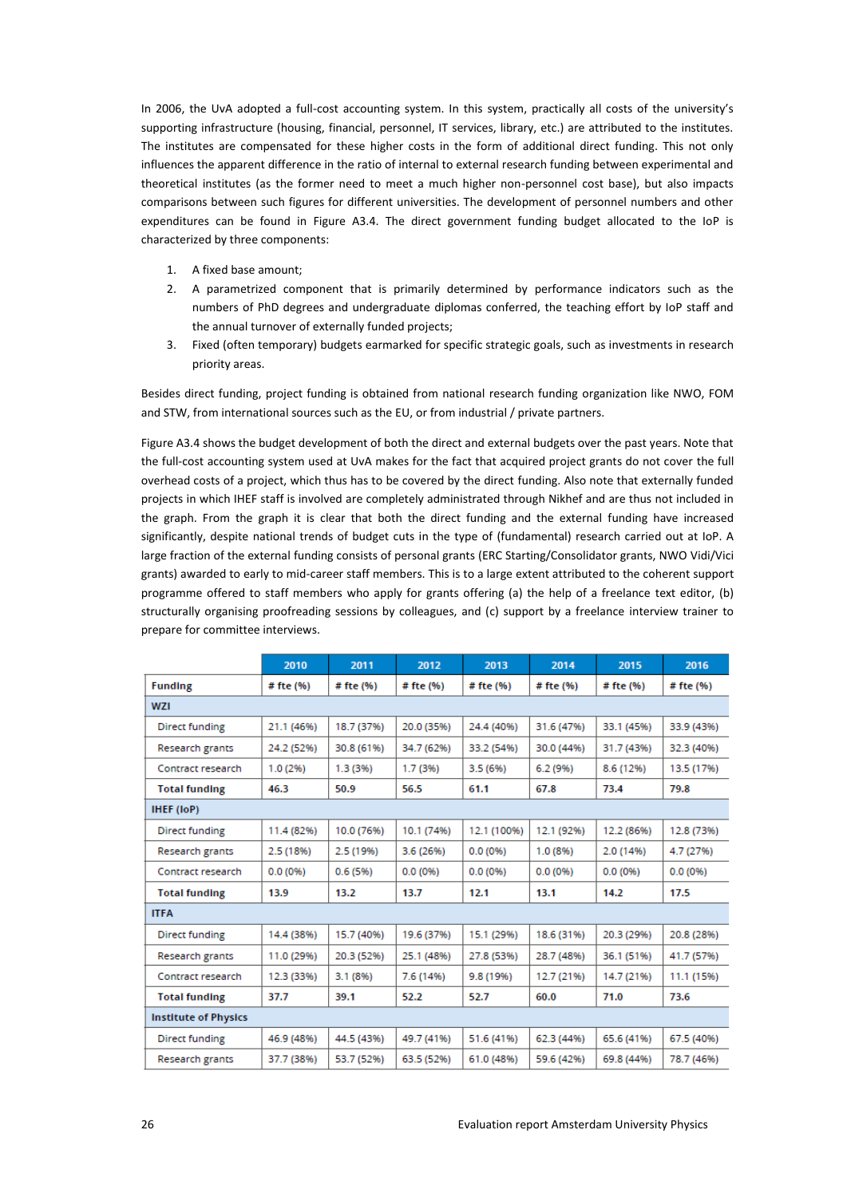In 2006, the UvA adopted a full-cost accounting system. In this system, practically all costs of the university's supporting infrastructure (housing, financial, personnel, IT services, library, etc.) are attributed to the institutes. The institutes are compensated for these higher costs in the form of additional direct funding. This not only influences the apparent difference in the ratio of internal to external research funding between experimental and theoretical institutes (as the former need to meet a much higher non-personnel cost base), but also impacts comparisons between such figures for different universities. The development of personnel numbers and other expenditures can be found in Figure A3.4. The direct government funding budget allocated to the IoP is characterized by three components:

1. A fixed base amount;
2. A parametrized component that is primarily determined by performance indicators such as the numbers of PhD degrees and undergraduate diplomas conferred, the teaching effort by IoP staff and the annual turnover of externally funded projects;
3. Fixed (often temporary) budgets earmarked for specific strategic goals, such as investments in research priority areas.

Besides direct funding, project funding is obtained from national research funding organization like NWO, FOM and STW, from international sources such as the EU, or from industrial / private partners.

Figure A3.4 shows the budget development of both the direct and external budgets over the past years. Note that the full-cost accounting system used at UvA makes for the fact that acquired project grants do not cover the full overhead costs of a project, which thus has to be covered by the direct funding. Also note that externally funded projects in which IHEF staff is involved are completely administrated through Nikhef and are thus not included in the graph. From the graph it is clear that both the direct funding and the external funding have increased significantly, despite national trends of budget cuts in the type of (fundamental) research carried out at IoP. A large fraction of the external funding consists of personal grants (ERC Starting/Consolidator grants, NWO Vidi/Vici grants) awarded to early to mid-career staff members. This is to a large extent attributed to the coherent support programme offered to staff members who apply for grants offering (a) the help of a freelance text editor, (b) structurally organising proofreading sessions by colleagues, and (c) support by a freelance interview trainer to prepare for committee interviews.

| | 2010 | 2011 | 2012 | 2013 | 2014 | 2015 | 2016 |
|---|---|---|---|---|---|---|---|
| **Funding** | **# fte (%)** | **# fte (%)** | **# fte (%)** | **# fte (%)** | **# fte (%)** | **# fte (%)** | **# fte (%)** |
| **WZI** | | | | | | | |
| Direct funding | 21.1 (46%) | 18.7 (37%) | 20.0 (35%) | 24.4 (40%) | 31.6 (47%) | 33.1 (45%) | 33.9 (43%) |
| Research grants | 24.2 (52%) | 30.8 (61%) | 34.7 (62%) | 33.2 (54%) | 30.0 (44%) | 31.7 (43%) | 32.3 (40%) |
| Contract research | 1.0 (2%) | 1.3 (3%) | 1.7 (3%) | 3.5 (6%) | 6.2 (9%) | 8.6 (12%) | 13.5 (17%) |
| **Total funding** | **46.3** | **50.9** | **56.5** | **61.1** | **67.8** | **73.4** | **79.8** |
| **IHEF (IoP)** | | | | | | | |
| Direct funding | 11.4 (82%) | 10.0 (76%) | 10.1 (74%) | 12.1 (100%) | 12.1 (92%) | 12.2 (86%) | 12.8 (73%) |
| Research grants | 2.5 (18%) | 2.5 (19%) | 3.6 (26%) | 0.0 (0%) | 1.0 (8%) | 2.0 (14%) | 4.7 (27%) |
| Contract research | 0.0 (0%) | 0.6 (5%) | 0.0 (0%) | 0.0 (0%) | 0.0 (0%) | 0.0 (0%) | 0.0 (0%) |
| **Total funding** | **13.9** | **13.2** | **13.7** | **12.1** | **13.1** | **14.2** | **17.5** |
| **ITFA** | | | | | | | |
| Direct funding | 14.4 (38%) | 15.7 (40%) | 19.6 (37%) | 15.1 (29%) | 18.6 (31%) | 20.3 (29%) | 20.8 (28%) |
| Research grants | 11.0 (29%) | 20.3 (52%) | 25.1 (48%) | 27.8 (53%) | 28.7 (48%) | 36.1 (51%) | 41.7 (57%) |
| Contract research | 12.3 (33%) | 3.1 (8%) | 7.6 (14%) | 9.8 (19%) | 12.7 (21%) | 14.7 (21%) | 11.1 (15%) |
| **Total funding** | **37.7** | **39.1** | **52.2** | **52.7** | **60.0** | **71.0** | **73.6** |
| **Institute of Physics** | | | | | | | |
| Direct funding | 46.9 (48%) | 44.5 (43%) | 49.7 (41%) | 51.6 (41%) | 62.3 (44%) | 65.6 (41%) | 67.5 (40%) |
| Research grants | 37.7 (38%) | 53.7 (52%) | 63.5 (52%) | 61.0 (48%) | 59.6 (42%) | 69.8 (44%) | 78.7 (46%) |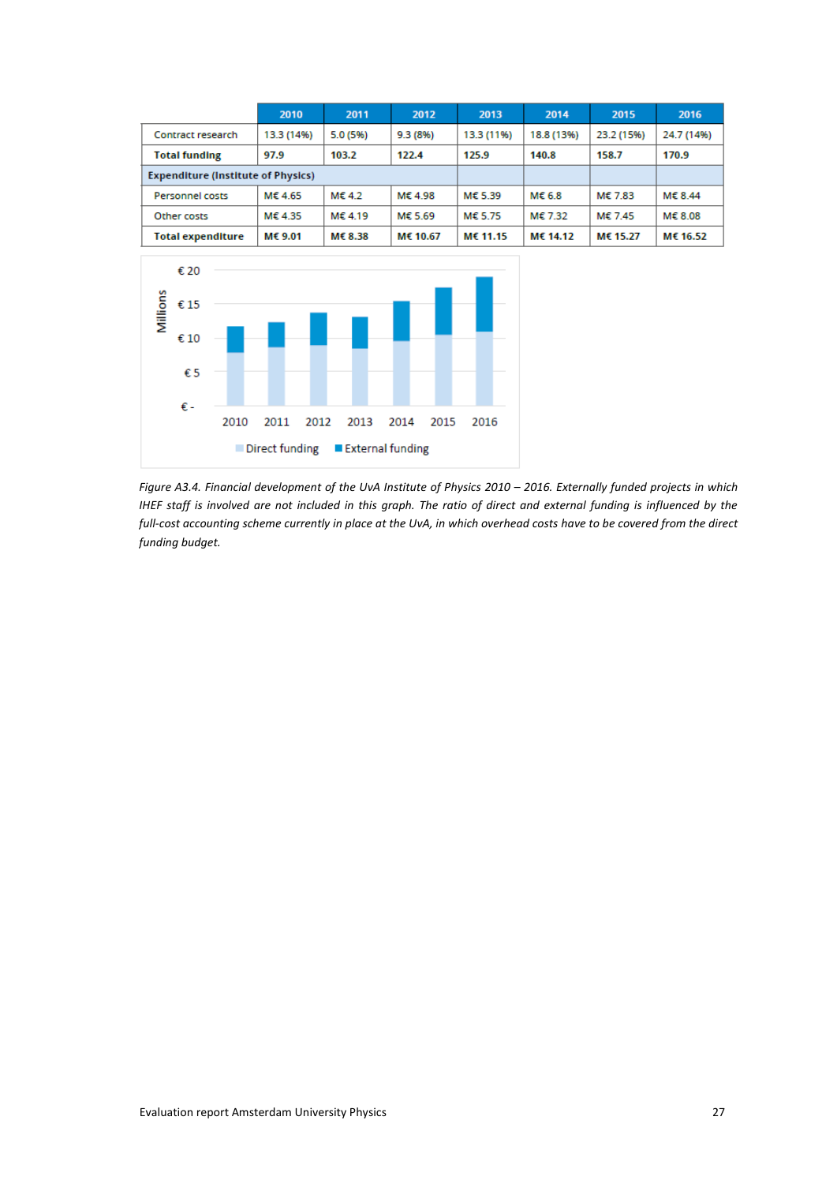| | 2010 | 2011 | 2012 | 2013 | 2014 | 2015 | 2016 |
|---|---|---|---|---|---|---|---|
| Contract research | 13.3 (14%) | 5.0 (5%) | 9.3 (8%) | 13.3 (11%) | 18.8 (13%) | 23.2 (15%) | 24.7 (14%) |
| **Total funding** | **97.9** | **103.2** | **122.4** | **125.9** | **140.8** | **158.7** | **170.9** |
| **Expenditure (Institute of Physics)** | | | | | | | |
| Personnel costs | M€ 4.65 | M€ 4.2 | M€ 4.98 | M€ 5.39 | M€ 6.8 | M€ 7.83 | M€ 8.44 |
| Other costs | M€ 4.35 | M€ 4.19 | M€ 5.69 | M€ 5.75 | M€ 7.32 | M€ 7.45 | M€ 8.08 |
| **Total expenditure** | **M€ 9.01** | **M€ 8.38** | **M€ 10.67** | **M€ 11.15** | **M€ 14.12** | **M€ 15.27** | **M€ 16.52** |

Millions
€ 20
€ 15
€ 10
€ 5
€ -
2010 2011 2012 2013 2014 2015 2016
Direct funding
External funding

*Figure A3.4. Financial development of the UvA Institute of Physics 2010 – 2016. Externally funded projects in which IHEF staff is involved are not included in this graph. The ratio of direct and external funding is influenced by the full-cost accounting scheme currently in place at the UvA, in which overhead costs have to be covered from the direct funding budget.*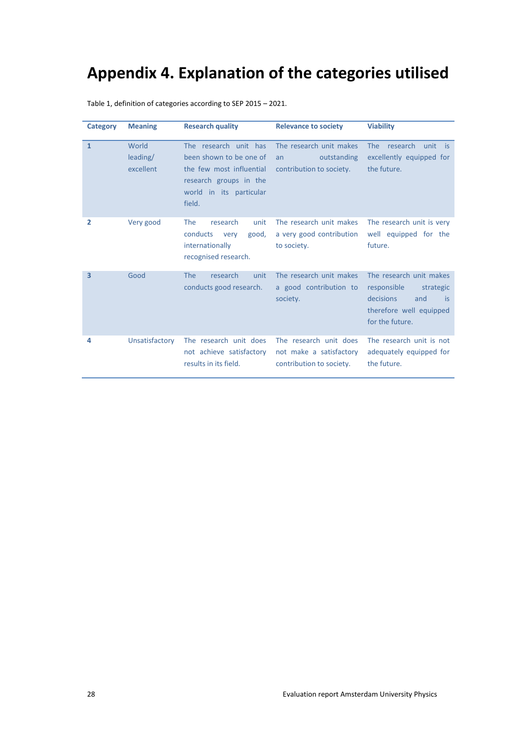# Appendix 4. Explanation of the categories utilised

Table 1, definition of categories according to SEP 2015 – 2021.

| Category | Meaning | Research quality | Relevance to society | Viability |
|---|---|---|---|---|
| 1 | World leading/ excellent | The research unit has been shown to be one of the few most influential research groups in the world in its particular field. | The research unit makes an outstanding contribution to society. | The research unit is excellently equipped for the future. |
| 2 | Very good | The research unit conducts very good, internationally recognised research. | The research unit makes a very good contribution to society. | The research unit is very well equipped for the future. |
| 3 | Good | The research unit conducts good research. | The research unit makes a good contribution to society. | The research unit makes responsible strategic decisions and is therefore well equipped for the future. |
| 4 | Unsatisfactory | The research unit does not achieve satisfactory results in its field. | The research unit does not make a satisfactory contribution to society. | The research unit is not adequately equipped for the future. |